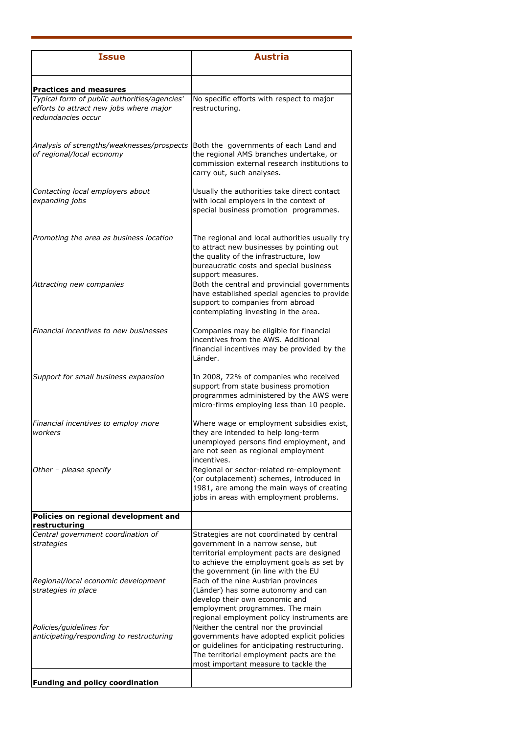| **Issue** | **Austria** |
|---|---|
| **Practices and measures** | |
| *Typical form of public authorities/agencies' efforts to attract new jobs where major redundancies occur* | No specific efforts with respect to major restructuring. |
| *Analysis of strengths/weaknesses/prospects of regional/local economy* | Both the governments of each Land and the regional AMS branches undertake, or commission external research institutions to carry out, such analyses. |
| *Contacting local employers about expanding jobs* | Usually the authorities take direct contact with local employers in the context of special business promotion programmes. |
| *Promoting the area as business location* | The regional and local authorities usually try to attract new businesses by pointing out the quality of the infrastructure, low bureaucratic costs and special business support measures. |
| *Attracting new companies* | Both the central and provincial governments have established special agencies to provide support to companies from abroad contemplating investing in the area. |
| *Financial incentives to new businesses* | Companies may be eligible for financial incentives from the AWS. Additional financial incentives may be provided by the Länder. |
| *Support for small business expansion* | In 2008, 72% of companies who received support from state business promotion programmes administered by the AWS were micro-firms employing less than 10 people. |
| *Financial incentives to employ more workers* | Where wage or employment subsidies exist, they are intended to help long-term unemployed persons find employment, and are not seen as regional employment incentives. |
| *Other – please specify* | Regional or sector-related re-employment (or outplacement) schemes, introduced in 1981, are among the main ways of creating jobs in areas with employment problems. |
| **Policies on regional development and restructuring** | |
| *Central government coordination of strategies* | Strategies are not coordinated by central government in a narrow sense, but territorial employment pacts are designed to achieve the employment goals as set by the government (in line with the EU |
| *Regional/local economic development strategies in place* | Each of the nine Austrian provinces (Länder) has some autonomy and can develop their own economic and employment programmes. The main regional employment policy instruments are |
| *Policies/guidelines for anticipating/responding to restructuring* | Neither the central nor the provincial governments have adopted explicit policies or guidelines for anticipating restructuring. The territorial employment pacts are the most important measure to tackle the |
| **Funding and policy coordination** | |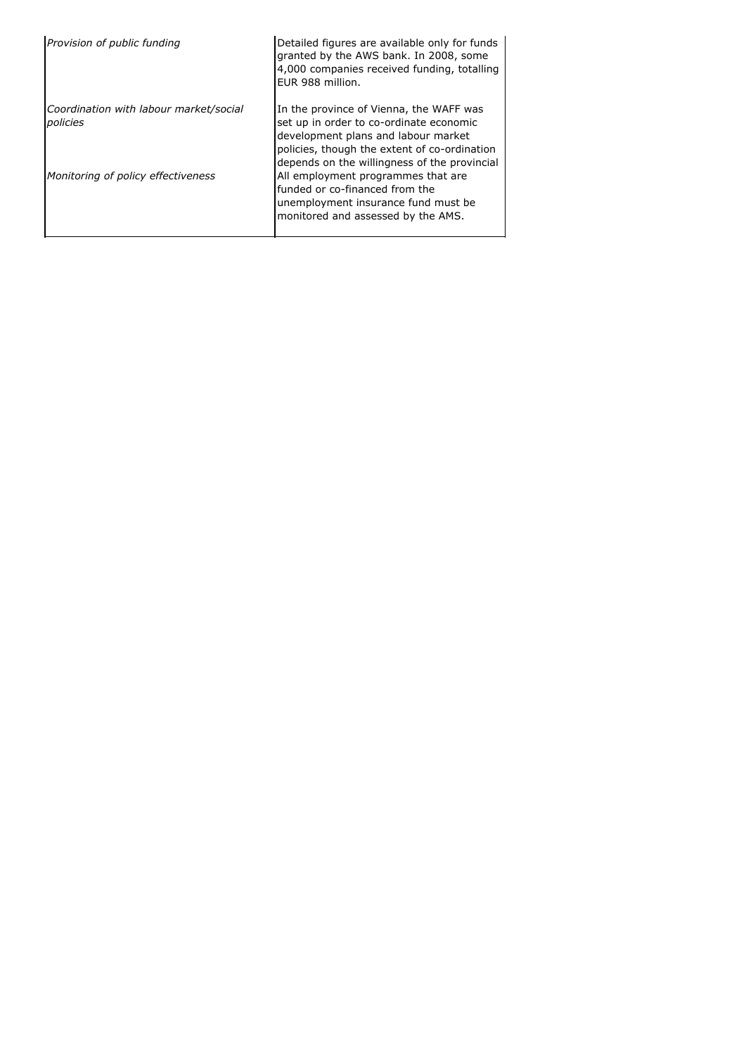| | |
|---|---|
| *Provision of public funding* | Detailed figures are available only for funds granted by the AWS bank. In 2008, some 4,000 companies received funding, totalling EUR 988 million. |
| *Coordination with labour market/social policies* | In the province of Vienna, the WAFF was set up in order to co-ordinate economic development plans and labour market policies, though the extent of co-ordination depends on the willingness of the provincial |
| *Monitoring of policy effectiveness* | All employment programmes that are funded or co-financed from the unemployment insurance fund must be monitored and assessed by the AMS. |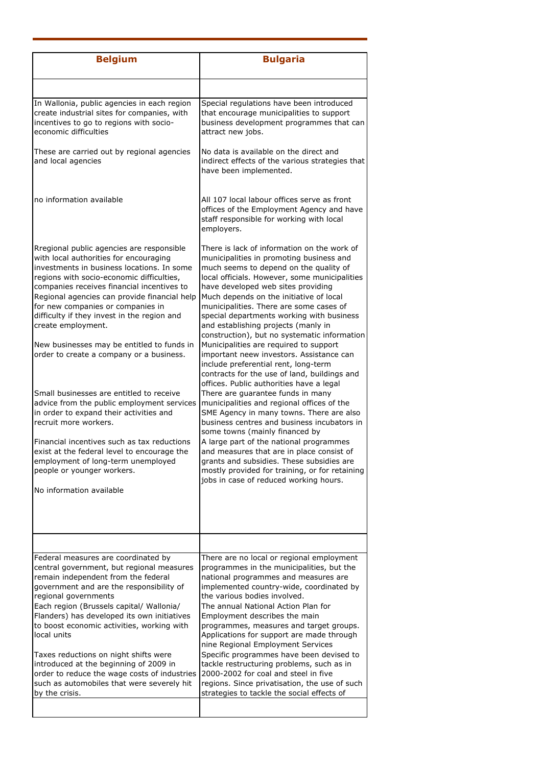| Belgium | Bulgaria |
|---|---|
| | |
| In Wallonia, public agencies in each region create industrial sites for companies, with incentives to go to regions with socio-economic difficulties | Special regulations have been introduced that encourage municipalities to support business development programmes that can attract new jobs. |
| These are carried out by regional agencies and local agencies | No data is available on the direct and indirect effects of the various strategies that have been implemented. |
| no information available | All 107 local labour offices serve as front offices of the Employment Agency and have staff responsible for working with local employers. |
| Rregional public agencies are responsible with local authorities for encouraging investments in business locations. In some regions with socio-economic difficulties, companies receives financial incentives to Regional agencies can provide financial help for new companies or companies in difficulty if they invest in the region and create employment. | There is lack of information on the work of municipalities in promoting business and much seems to depend on the quality of local officials. However, some municipalities have developed web sites providing Much depends on the initiative of local municipalities. There are some cases of special departments working with business and establishing projects (manly in construction), but no systematic information |
| New businesses may be entitled to funds in order to create a company or a business. | Municipalities are required to support important neew investors. Assistance can include preferential rent, long-term contracts for the use of land, buildings and offices. Public authorities have a legal |
| Small businesses are entitled to receive advice from the public employment services in order to expand their activities and recruit more workers. | There are guarantee funds in many municipalities and regional offices of the SME Agency in many towns. There are also business centres and business incubators in some towns (mainly financed by |
| Financial incentives such as tax reductions exist at the federal level to encourage the employment of long-term unemployed people or younger workers. | A large part of the national programmes and measures that are in place consist of grants and subsidies. These subsidies are mostly provided for training, or for retaining jobs in case of reduced working hours. |
| No information available | |
| | |
| Federal measures are coordinated by central government, but regional measures remain independent from the federal government and are the responsibility of regional governments | There are no local or regional employment programmes in the municipalities, but the national programmes and measures are implemented country-wide, coordinated by the various bodies involved. |
| Each region (Brussels capital/ Wallonia/ Flanders) has developed its own initiatives to boost economic activities, working with local units | The annual National Action Plan for Employment describes the main programmes, measures and target groups. Applications for support are made through nine Regional Employment Services |
| Taxes reductions on night shifts were introduced at the beginning of 2009 in order to reduce the wage costs of industries such as automobiles that were severely hit by the crisis. | Specific programmes have been devised to tackle restructuring problems, such as in 2000-2002 for coal and steel in five regions. Since privatisation, the use of such strategies to tackle the social effects of |
| | |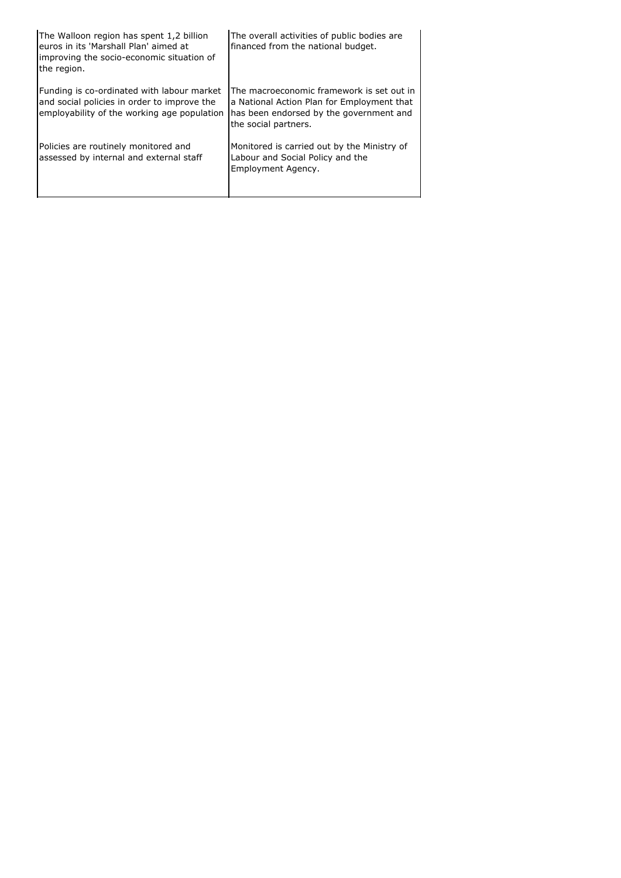| | |
|---|---|
| The Walloon region has spent 1,2 billion euros in its 'Marshall Plan' aimed at improving the socio-economic situation of the region. | The overall activities of public bodies are financed from the national budget. |
| Funding is co-ordinated with labour market and social policies in order to improve the employability of the working age population | The macroeconomic framework is set out in a National Action Plan for Employment that has been endorsed by the government and the social partners. |
| Policies are routinely monitored and assessed by internal and external staff | Monitored is carried out by the Ministry of Labour and Social Policy and the Employment Agency. |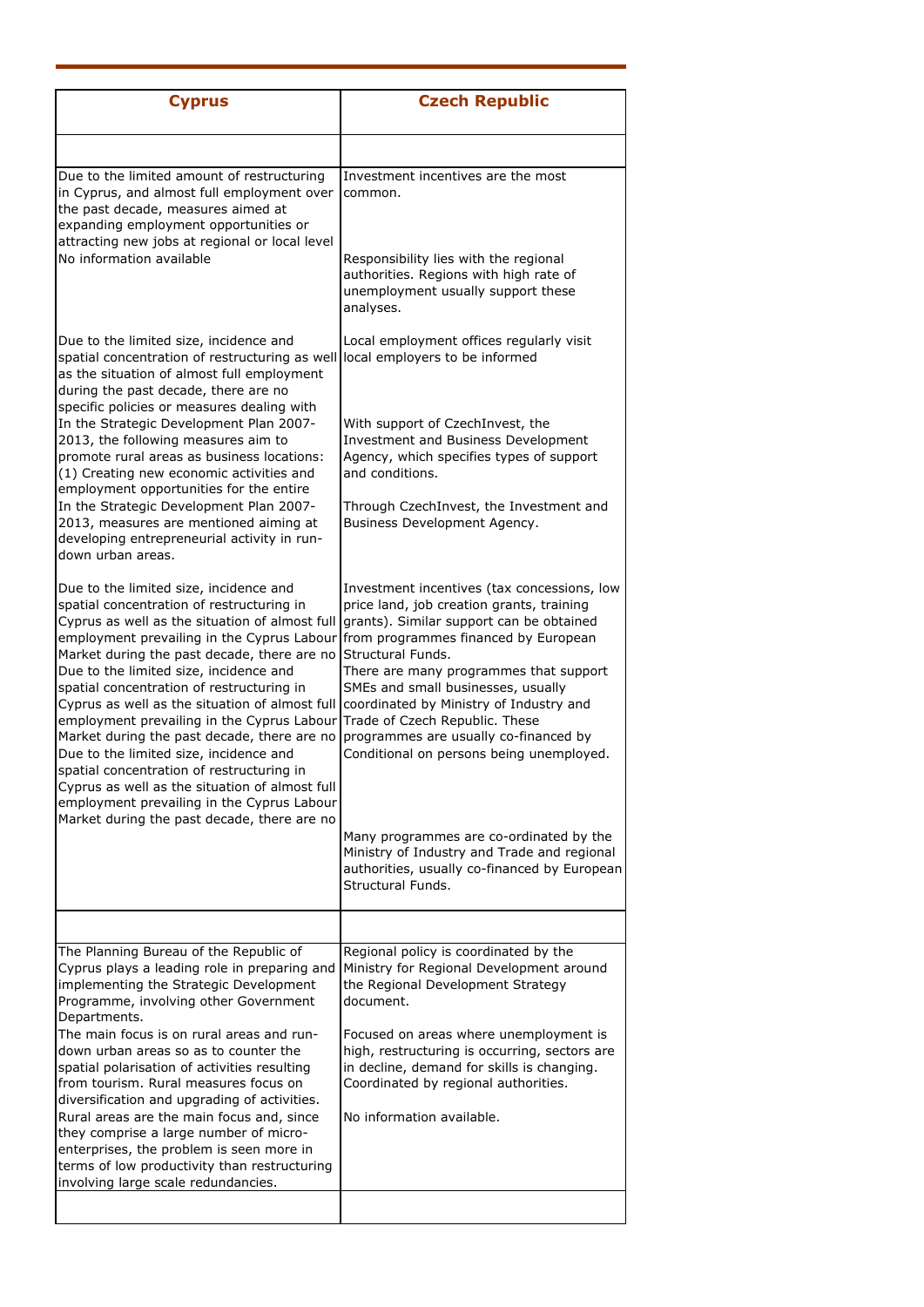| Cyprus | Czech Republic |
| --- | --- |
| | |
| Due to the limited amount of restructuring in Cyprus, and almost full employment over the past decade, measures aimed at expanding employment opportunities or attracting new jobs at regional or local level | Investment incentives are the most common. |
| No information available | Responsibility lies with the regional authorities. Regions with high rate of unemployment usually support these analyses. |
| Due to the limited size, incidence and spatial concentration of restructuring as well as the situation of almost full employment during the past decade, there are no specific policies or measures dealing with | Local employment offices regularly visit local employers to be informed |
| In the Strategic Development Plan 2007-2013, the following measures aim to promote rural areas as business locations: (1) Creating new economic activities and employment opportunities for the entire | With support of CzechInvest, the Investment and Business Development Agency, which specifies types of support and conditions. |
| In the Strategic Development Plan 2007-2013, measures are mentioned aiming at developing entrepreneurial activity in run-down urban areas. | Through CzechInvest, the Investment and Business Development Agency. |
| Due to the limited size, incidence and spatial concentration of restructuring in Cyprus as well as the situation of almost full employment prevailing in the Cyprus Labour Market during the past decade, there are no | Investment incentives (tax concessions, low price land, job creation grants, training grants). Similar support can be obtained from programmes financed by European Structural Funds. |
| Due to the limited size, incidence and spatial concentration of restructuring in Cyprus as well as the situation of almost full employment prevailing in the Cyprus Labour Market during the past decade, there are no | There are many programmes that support SMEs and small businesses, usually coordinated by Ministry of Industry and Trade of Czech Republic. These programmes are usually co-financed by |
| Due to the limited size, incidence and spatial concentration of restructuring in Cyprus as well as the situation of almost full employment prevailing in the Cyprus Labour Market during the past decade, there are no | Conditional on persons being unemployed. |
| | Many programmes are co-ordinated by the Ministry of Industry and Trade and regional authorities, usually co-financed by European Structural Funds. |
| | |
| The Planning Bureau of the Republic of Cyprus plays a leading role in preparing and implementing the Strategic Development Programme, involving other Government Departments. | Regional policy is coordinated by the Ministry for Regional Development around the Regional Development Strategy document. |
| The main focus is on rural areas and run-down urban areas so as to counter the spatial polarisation of activities resulting from tourism. Rural measures focus on diversification and upgrading of activities. | Focused on areas where unemployment is high, restructuring is occurring, sectors are in decline, demand for skills is changing. Coordinated by regional authorities. |
| Rural areas are the main focus and, since they comprise a large number of micro-enterprises, the problem is seen more in terms of low productivity than restructuring involving large scale redundancies. | No information available. |
| | |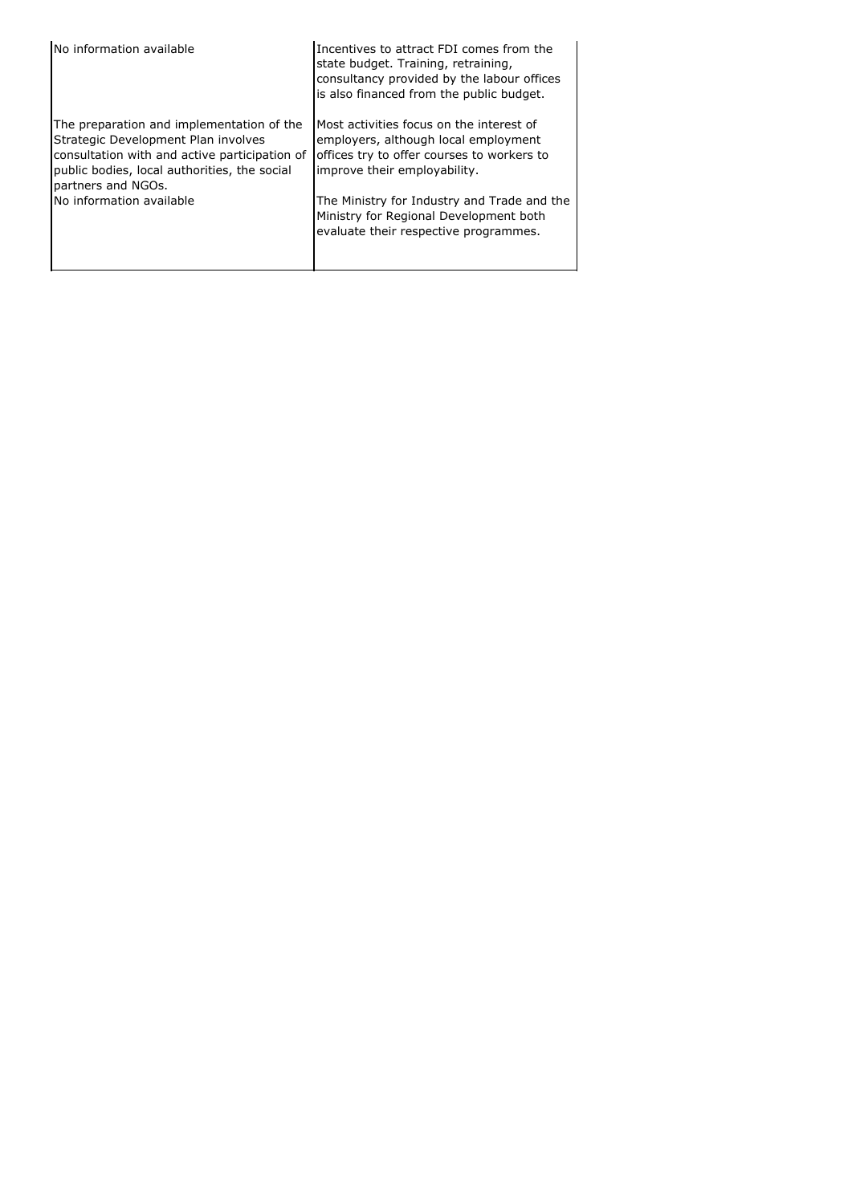| | |
|---|---|
| No information available | Incentives to attract FDI comes from the state budget. Training, retraining, consultancy provided by the labour offices is also financed from the public budget. |
| The preparation and implementation of the Strategic Development Plan involves consultation with and active participation of public bodies, local authorities, the social partners and NGOs. | Most activities focus on the interest of employers, although local employment offices try to offer courses to workers to improve their employability. |
| No information available | The Ministry for Industry and Trade and the Ministry for Regional Development both evaluate their respective programmes. |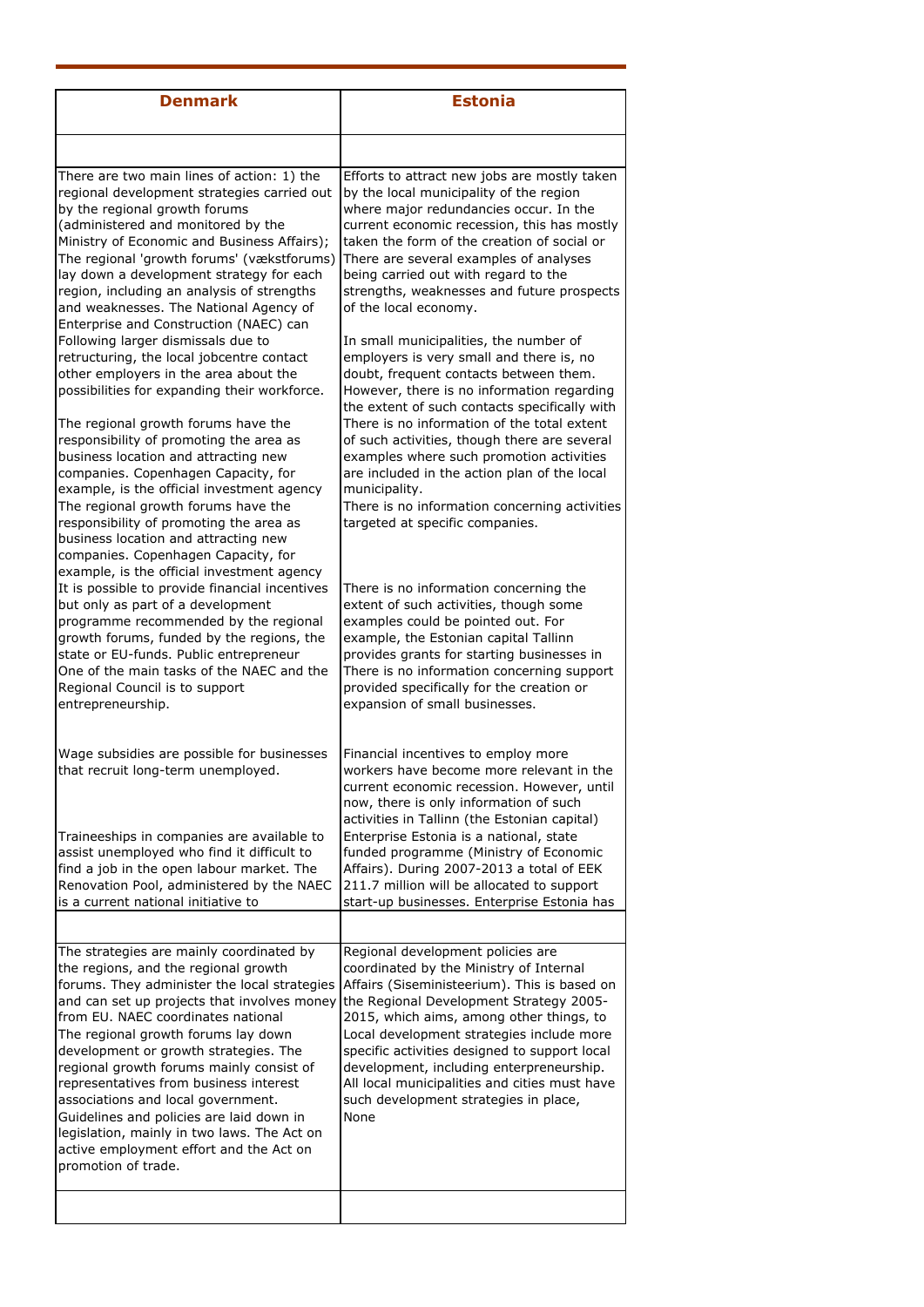| Denmark | Estonia |
| --- | --- |
| | |
| There are two main lines of action: 1) the regional development strategies carried out by the regional growth forums (administered and monitored by the Ministry of Economic and Business Affairs); The regional 'growth forums' (vækstforums) lay down a development strategy for each region, including an analysis of strengths and weaknesses. The National Agency of Enterprise and Construction (NAEC) can Following larger dismissals due to retructuring, the local jobcentre contact other employers in the area about the possibilities for expanding their workforce.<br><br>The regional growth forums have the responsibility of promoting the area as business location and attracting new companies. Copenhagen Capacity, for example, is the official investment agency The regional growth forums have the responsibility of promoting the area as business location and attracting new companies. Copenhagen Capacity, for example, is the official investment agency It is possible to provide financial incentives but only as part of a development programme recommended by the regional growth forums, funded by the regions, the state or EU-funds. Public entrepreneur One of the main tasks of the NAEC and the Regional Council is to support entrepreneurship.<br><br>Wage subsidies are possible for businesses that recruit long-term unemployed.<br><br>Traineeships in companies are available to assist unemployed who find it difficult to find a job in the open labour market. The Renovation Pool, administered by the NAEC is a current national initiative to | Efforts to attract new jobs are mostly taken by the local municipality of the region where major redundancies occur. In the current economic recession, this has mostly taken the form of the creation of social or There are several examples of analyses being carried out with regard to the strengths, weaknesses and future prospects of the local economy.<br><br>In small municipalities, the number of employers is very small and there is, no doubt, frequent contacts between them. However, there is no information regarding the extent of such contacts specifically with There is no information of the total extent of such activities, though there are several examples where such promotion activities are included in the action plan of the local municipality.<br>There is no information concerning activities targeted at specific companies.<br><br>There is no information concerning the extent of such activities, though some examples could be pointed out. For example, the Estonian capital Tallinn provides grants for starting businesses in There is no information concerning support provided specifically for the creation or expansion of small businesses.<br><br>Financial incentives to employ more workers have become more relevant in the current economic recession. However, until now, there is only information of such activities in Tallinn (the Estonian capital) Enterprise Estonia is a national, state funded programme (Ministry of Economic Affairs). During 2007-2013 a total of EEK 211.7 million will be allocated to support start-up businesses. Enterprise Estonia has |
| | |
| The strategies are mainly coordinated by the regions, and the regional growth forums. They administer the local strategies and can set up projects that involves money from EU. NAEC coordinates national The regional growth forums lay down development or growth strategies. The regional growth forums mainly consist of representatives from business interest associations and local government. Guidelines and policies are laid down in legislation, mainly in two laws. The Act on active employment effort and the Act on promotion of trade. | Regional development policies are coordinated by the Ministry of Internal Affairs (Siseministeerium). This is based on the Regional Development Strategy 2005-2015, which aims, among other things, to Local development strategies include more specific activities designed to support local development, including enterpreneurship. All local municipalities and cities must have such development strategies in place, None |
| | |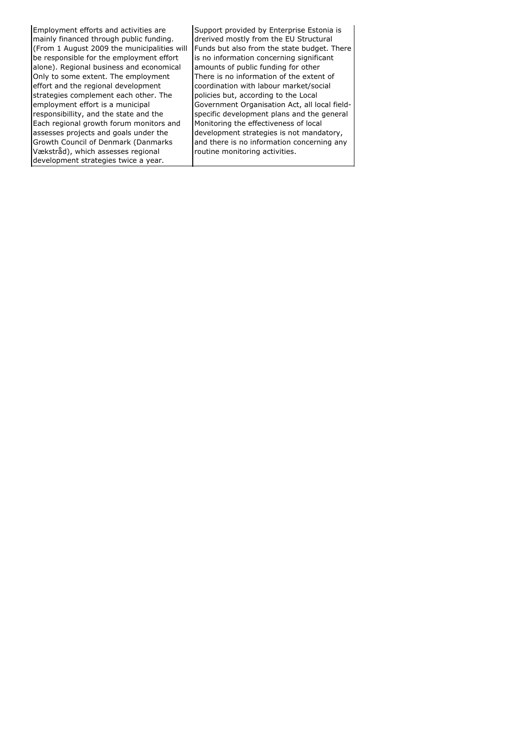| | |
|---|---|
| Employment efforts and activities are mainly financed through public funding. (From 1 August 2009 the municipalities will be responsible for the employment effort alone). Regional business and economical | Support provided by Enterprise Estonia is drerived mostly from the EU Structural Funds but also from the state budget. There is no information concerning significant amounts of public funding for other |
| Only to some extent. The employment effort and the regional development strategies complement each other. The employment effort is a municipal responsibillity, and the state and the | There is no information of the extent of coordination with labour market/social policies but, according to the Local Government Organisation Act, all local field-specific development plans and the general |
| Each regional growth forum monitors and assesses projects and goals under the Growth Council of Denmark (Danmarks Vækstråd), which assesses regional development strategies twice a year. | Monitoring the effectiveness of local development strategies is not mandatory, and there is no information concerning any routine monitoring activities. |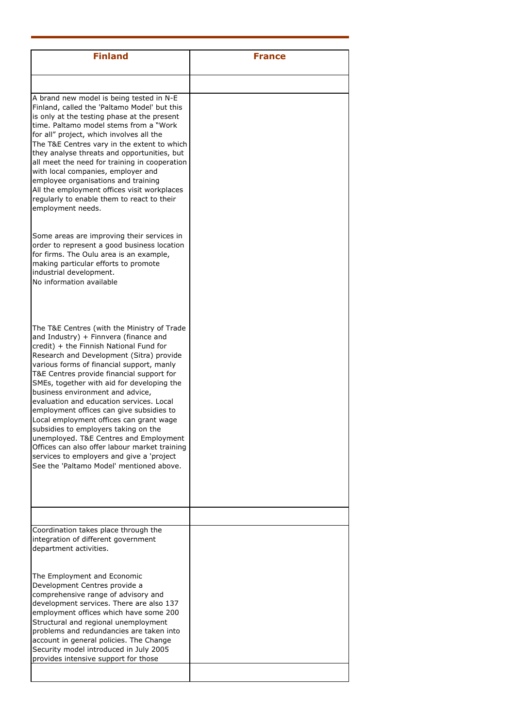| Finland | France |
| --- | --- |
| | |
| A brand new model is being tested in N-E Finland, called the 'Paltamo Model' but this is only at the testing phase at the present time. Paltamo model stems from a "Work for all" project, which involves all the<br>The T&E Centres vary in the extent to which they analyse threats and opportunities, but all meet the need for training in cooperation with local companies, employer and employee organisations and training<br>All the employment offices visit workplaces regularly to enable them to react to their employment needs.<br><br>Some areas are improving their services in order to represent a good business location for firms. The Oulu area is an example, making particular efforts to promote industrial development.<br>No information available<br><br>The T&E Centres (with the Ministry of Trade and Industry) + Finnvera (finance and credit) + the Finnish National Fund for Research and Development (Sitra) provide various forms of financial support, manly T&E Centres provide financial support for SMEs, together with aid for developing the business environment and advice, evaluation and education services. Local employment offices can give subsidies to<br>Local employment offices can grant wage subsidies to employers taking on the unemployed. T&E Centres and Employment Offices can also offer labour market training services to employers and give a 'project<br>See the 'Paltamo Model' mentioned above. | |
| | |
| Coordination takes place through the integration of different government department activities.<br><br>The Employment and Economic Development Centres provide a comprehensive range of advisory and development services. There are also 137 employment offices which have some 200<br>Structural and regional unemployment problems and redundancies are taken into account in general policies. The Change Security model introduced in July 2005 provides intensive support for those | |
| | |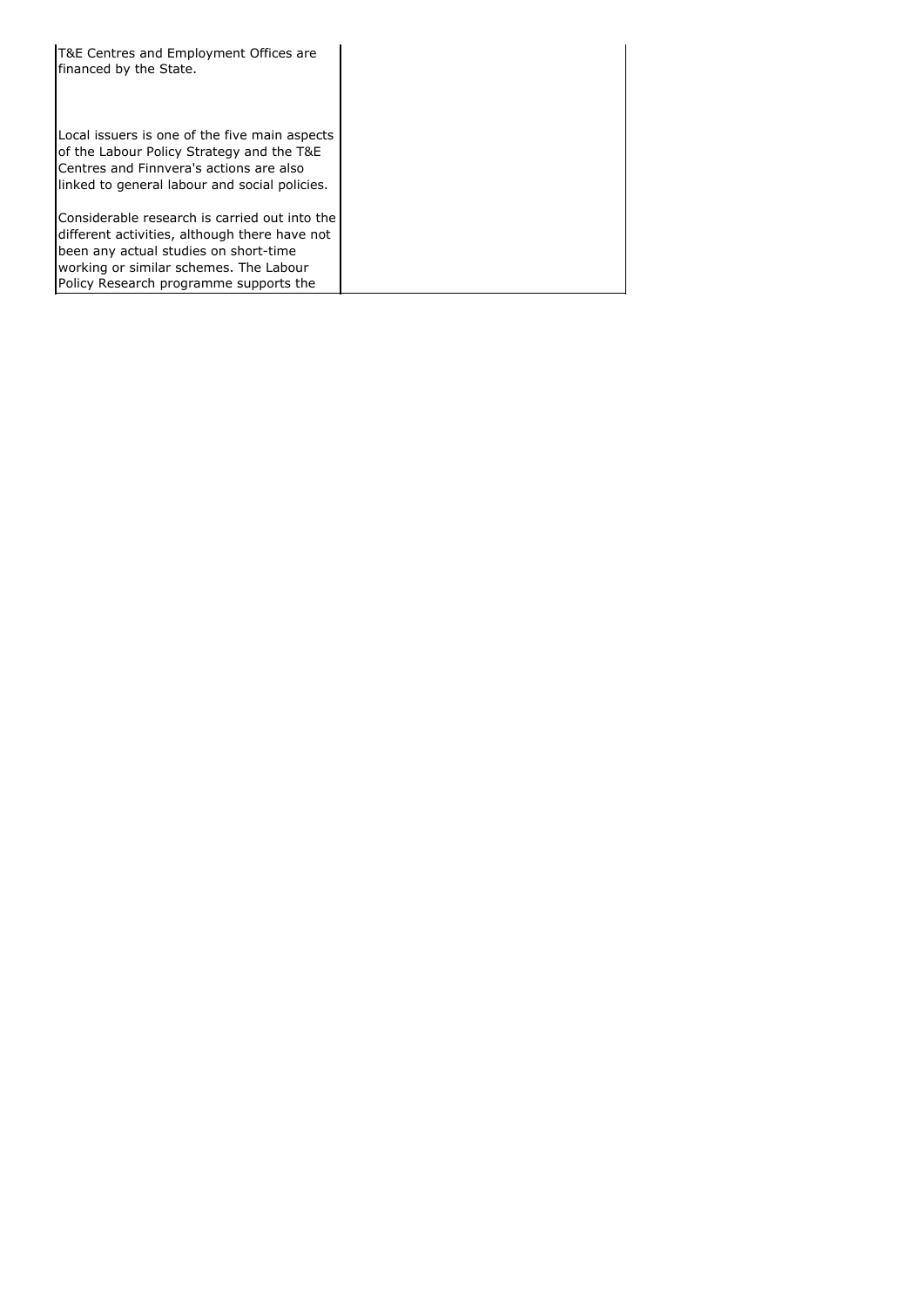| | |
|---|---|
| T&E Centres and Employment Offices are financed by the State.<br><br>Local issuers is one of the five main aspects of the Labour Policy Strategy and the T&E Centres and Finnvera's actions are also linked to general labour and social policies.<br><br>Considerable research is carried out into the different activities, although there have not been any actual studies on short-time working or similar schemes. The Labour Policy Research programme supports the | |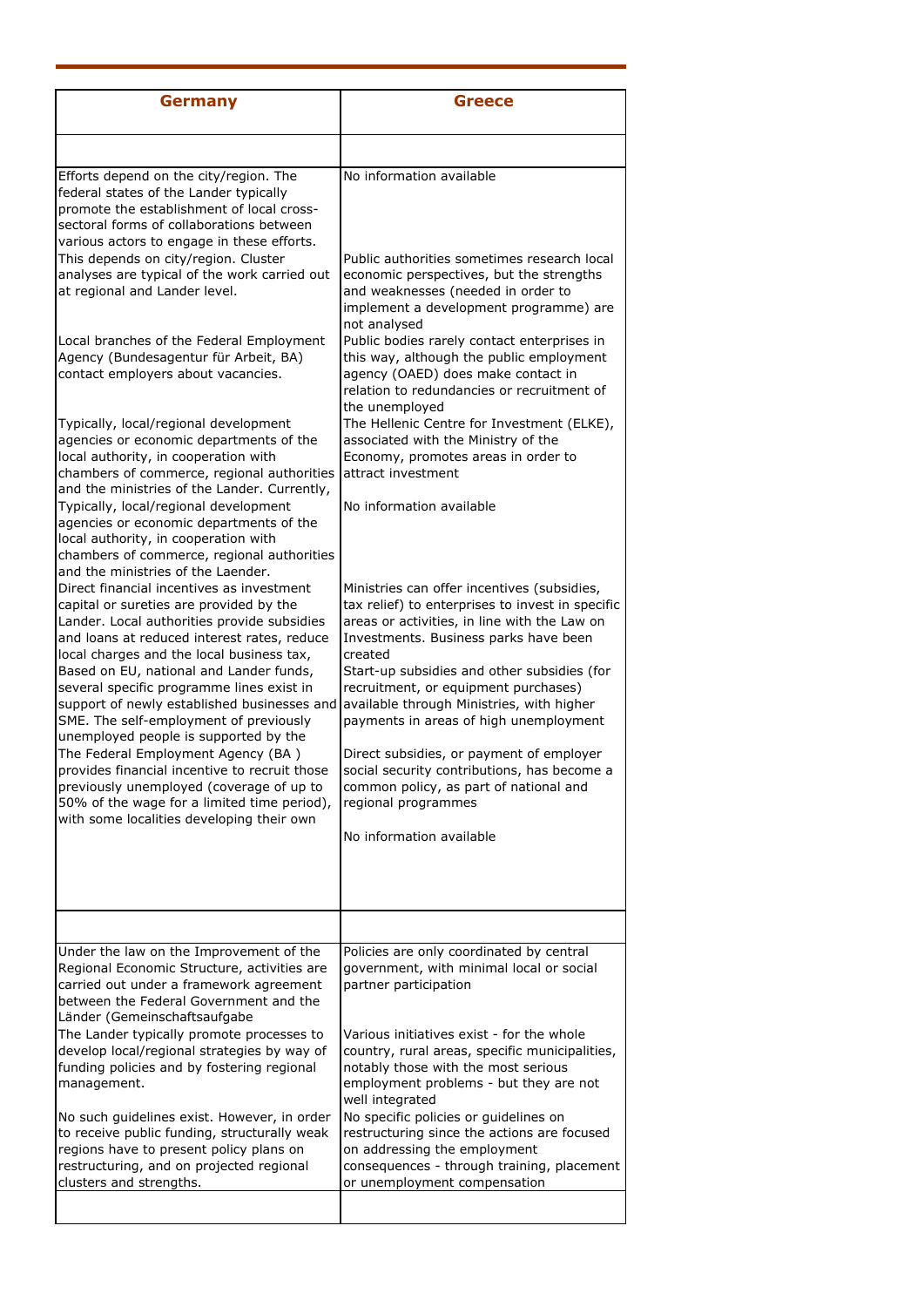| Germany | Greece |
|---|---|
| | |
| Efforts depend on the city/region. The federal states of the Lander typically promote the establishment of local cross-sectoral forms of collaborations between various actors to engage in these efforts. | No information available |
| This depends on city/region. Cluster analyses are typical of the work carried out at regional and Lander level. | Public authorities sometimes research local economic perspectives, but the strengths and weaknesses (needed in order to implement a development programme) are not analysed |
| Local branches of the Federal Employment Agency (Bundesagentur für Arbeit, BA) contact employers about vacancies. | Public bodies rarely contact enterprises in this way, although the public employment agency (OAED) does make contact in relation to redundancies or recruitment of the unemployed |
| Typically, local/regional development agencies or economic departments of the local authority, in cooperation with chambers of commerce, regional authorities and the ministries of the Lander. Currently, | The Hellenic Centre for Investment (ELKE), associated with the Ministry of the Economy, promotes areas in order to attract investment |
| Typically, local/regional development agencies or economic departments of the local authority, in cooperation with chambers of commerce, regional authorities and the ministries of the Laender. | No information available |
| Direct financial incentives as investment capital or sureties are provided by the Lander. Local authorities provide subsidies and loans at reduced interest rates, reduce local charges and the local business tax, | Ministries can offer incentives (subsidies, tax relief) to enterprises to invest in specific areas or activities, in line with the Law on Investments. Business parks have been created |
| Based on EU, national and Lander funds, several specific programme lines exist in support of newly established businesses and SME. The self-employment of previously unemployed people is supported by the | Start-up subsidies and other subsidies (for recruitment, or equipment purchases) available through Ministries, with higher payments in areas of high unemployment |
| The Federal Employment Agency (BA ) provides financial incentive to recruit those previously unemployed (coverage of up to 50% of the wage for a limited time period), with some localities developing their own | Direct subsidies, or payment of employer social security contributions, has become a common policy, as part of national and regional programmes |
| | No information available |
| | |
| Under the law on the Improvement of the Regional Economic Structure, activities are carried out under a framework agreement between the Federal Government and the Länder (Gemeinschaftsaufgabe | Policies are only coordinated by central government, with minimal local or social partner participation |
| The Lander typically promote processes to develop local/regional strategies by way of funding policies and by fostering regional management. | Various initiatives exist - for the whole country, rural areas, specific municipalities, notably those with the most serious employment problems - but they are not well integrated |
| No such guidelines exist. However, in order to receive public funding, structurally weak regions have to present policy plans on restructuring, and on projected regional clusters and strengths. | No specific policies or guidelines on restructuring since the actions are focused on addressing the employment consequences - through training, placement or unemployment compensation |
| | |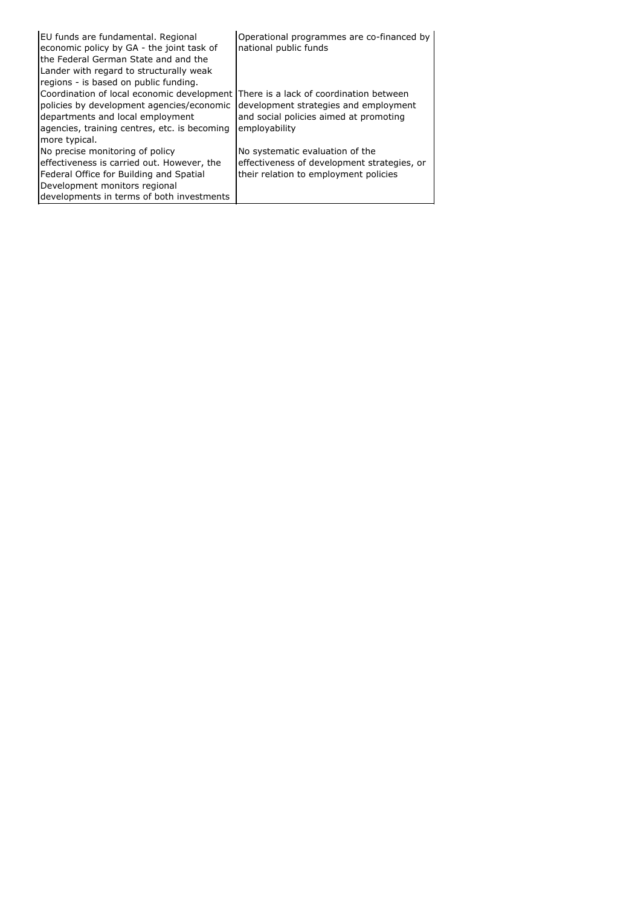| | |
|---|---|
| EU funds are fundamental. Regional economic policy by GA - the joint task of the Federal German State and and the Lander with regard to structurally weak regions - is based on public funding. | Operational programmes are co-financed by national public funds |
| Coordination of local economic development policies by development agencies/economic departments and local employment agencies, training centres, etc. is becoming more typical. | There is a lack of coordination between development strategies and employment and social policies aimed at promoting employability |
| No precise monitoring of policy effectiveness is carried out. However, the Federal Office for Building and Spatial Development monitors regional developments in terms of both investments | No systematic evaluation of the effectiveness of development strategies, or their relation to employment policies |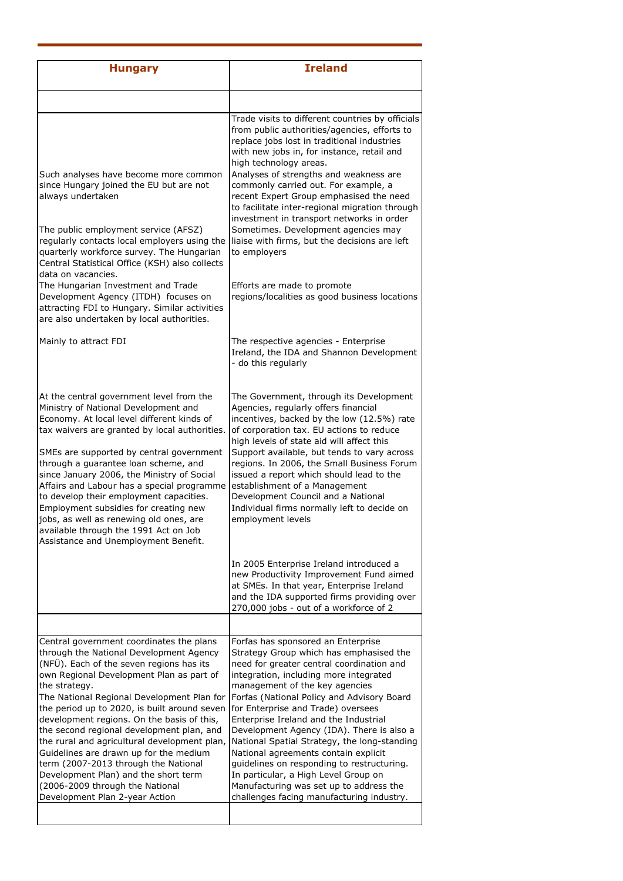| Hungary | Ireland |
|---|---|
| | |
| | Trade visits to different countries by officials from public authorities/agencies, efforts to replace jobs lost in traditional industries with new jobs in, for instance, retail and high technology areas. |
| Such analyses have become more common since Hungary joined the EU but are not always undertaken | Analyses of strengths and weakness are commonly carried out. For example, a recent Expert Group emphasised the need to facilitate inter-regional migration through investment in transport networks in order |
| The public employment service (AFSZ) regularly contacts local employers using the quarterly workforce survey. The Hungarian Central Statistical Office (KSH) also collects data on vacancies. | Sometimes. Development agencies may liaise with firms, but the decisions are left to employers |
| The Hungarian Investment and Trade Development Agency (ITDH) focuses on attracting FDI to Hungary. Similar activities are also undertaken by local authorities. | Efforts are made to promote regions/localities as good business locations |
| Mainly to attract FDI | The respective agencies - Enterprise Ireland, the IDA and Shannon Development - do this regularly |
| At the central government level from the Ministry of National Development and Economy. At local level different kinds of tax waivers are granted by local authorities. | The Government, through its Development Agencies, regularly offers financial incentives, backed by the low (12.5%) rate of corporation tax. EU actions to reduce high levels of state aid will affect this |
| SMEs are supported by central government through a guarantee loan scheme, and since January 2006, the Ministry of Social Affairs and Labour has a special programme to develop their employment capacities. | Support available, but tends to vary across regions. In 2006, the Small Business Forum issued a report which should lead to the establishment of a Management Development Council and a National |
| Employment subsidies for creating new jobs, as well as renewing old ones, are available through the 1991 Act on Job Assistance and Unemployment Benefit. | Individual firms normally left to decide on employment levels |
| | In 2005 Enterprise Ireland introduced a new Productivity Improvement Fund aimed at SMEs. In that year, Enterprise Ireland and the IDA supported firms providing over 270,000 jobs - out of a workforce of 2 |
| | |
| Central government coordinates the plans through the National Development Agency (NFÜ). Each of the seven regions has its own Regional Development Plan as part of the strategy. | Forfas has sponsored an Enterprise Strategy Group which has emphasised the need for greater central coordination and integration, including more integrated management of the key agencies |
| The National Regional Development Plan for the period up to 2020, is built around seven development regions. On the basis of this, the second regional development plan, and the rural and agricultural development plan, | Forfas (National Policy and Advisory Board for Enterprise and Trade) oversees Enterprise Ireland and the Industrial Development Agency (IDA). There is also a National Spatial Strategy, the long-standing |
| Guidelines are drawn up for the medium term (2007-2013 through the National Development Plan) and the short term (2006-2009 through the National Development Plan 2-year Action | National agreements contain explicit guidelines on responding to restructuring. In particular, a High Level Group on Manufacturing was set up to address the challenges facing manufacturing industry. |
| | |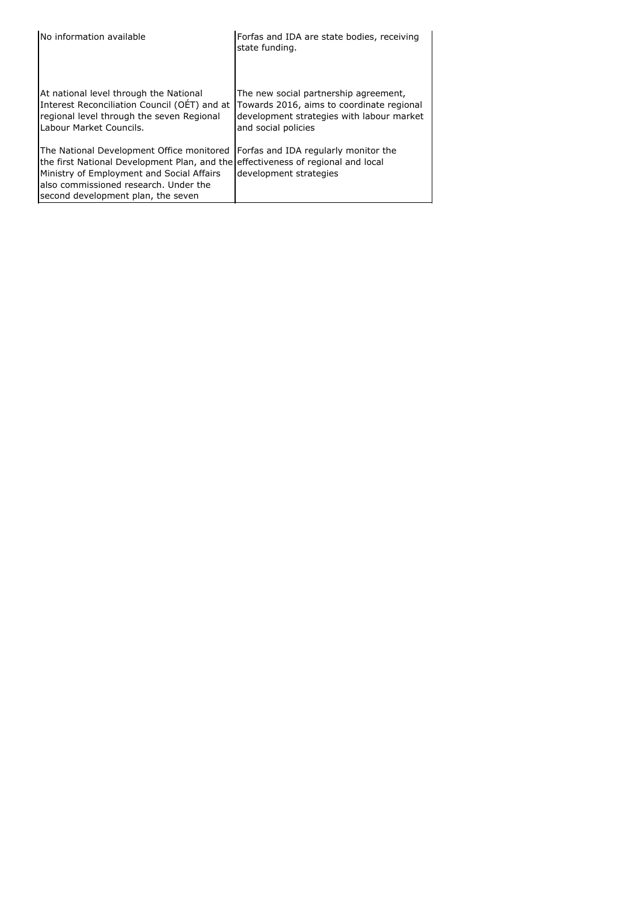| | |
|---|---|
| No information available | Forfas and IDA are state bodies, receiving state funding. |
| At national level through the National Interest Reconciliation Council (OÉT) and at regional level through the seven Regional Labour Market Councils. | The new social partnership agreement, Towards 2016, aims to coordinate regional development strategies with labour market and social policies |
| The National Development Office monitored the first National Development Plan, and the Ministry of Employment and Social Affairs also commissioned research. Under the second development plan, the seven | Forfas and IDA regularly monitor the effectiveness of regional and local development strategies |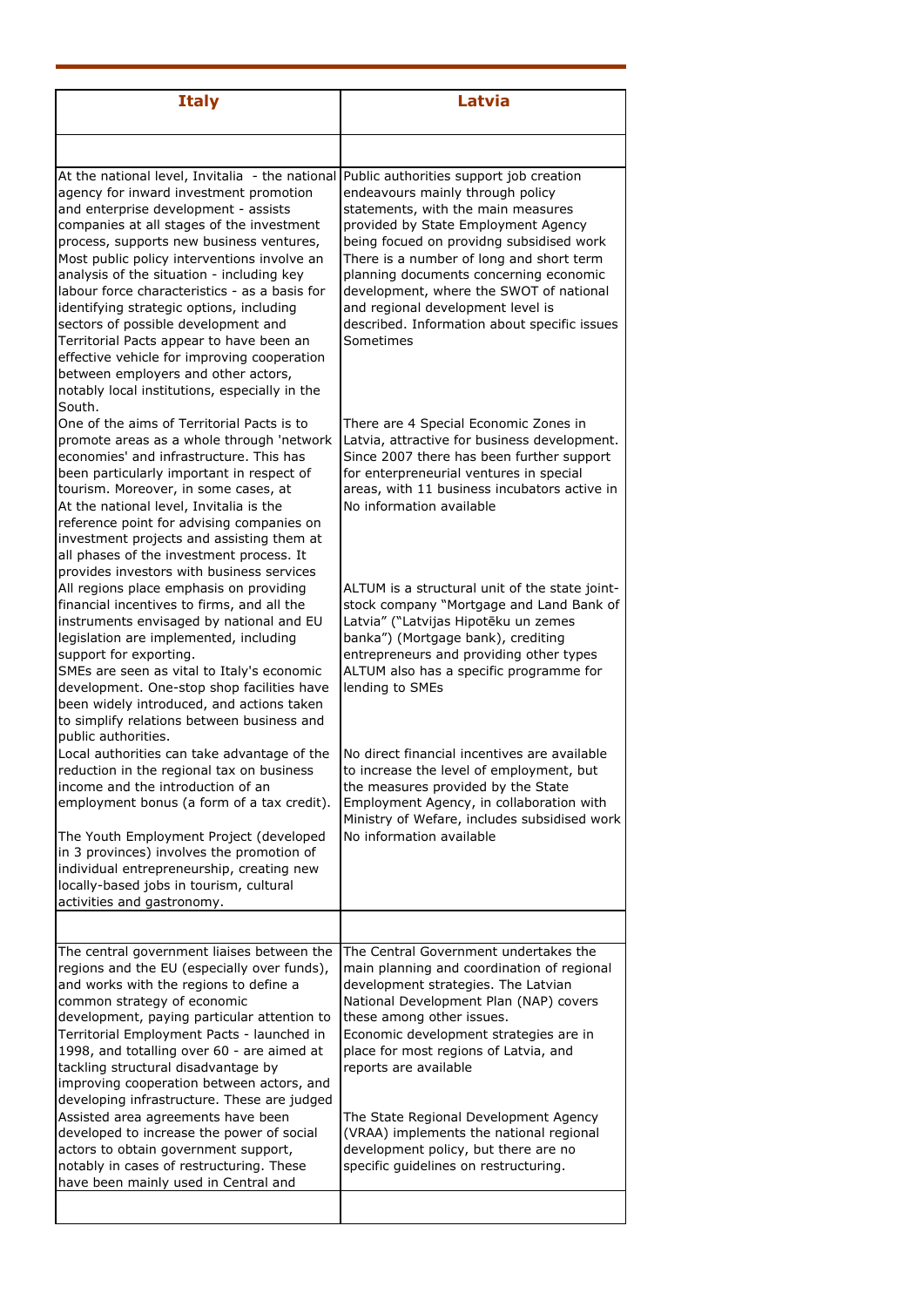| Italy | Latvia |
|---|---|
| | |
| At the national level, Invitalia - the national agency for inward investment promotion and enterprise development - assists companies at all stages of the investment process, supports new business ventures, | Public authorities support job creation endeavours mainly through policy statements, with the main measures provided by State Employment Agency being focued on providng subsidised work |
| Most public policy interventions involve an analysis of the situation - including key labour force characteristics - as a basis for identifying strategic options, including sectors of possible development and | There is a number of long and short term planning documents concerning economic development, where the SWOT of national and regional development level is described. Information about specific issues |
| Territorial Pacts appear to have been an effective vehicle for improving cooperation between employers and other actors, notably local institutions, especially in the South. | Sometimes |
| One of the aims of Territorial Pacts is to promote areas as a whole through 'network economies' and infrastructure. This has been particularly important in respect of tourism. Moreover, in some cases, at | There are 4 Special Economic Zones in Latvia, attractive for business development. Since 2007 there has been further support for enterpreneurial ventures in special areas, with 11 business incubators active in |
| At the national level, Invitalia is the reference point for advising companies on investment projects and assisting them at all phases of the investment process. It provides investors with business services | No information available |
| All regions place emphasis on providing financial incentives to firms, and all the instruments envisaged by national and EU legislation are implemented, including support for exporting. | ALTUM is a structural unit of the state joint-stock company "Mortgage and Land Bank of Latvia" ("Latvijas Hipotēku un zemes banka") (Mortgage bank), crediting entrepreneurs and providing other types |
| SMEs are seen as vital to Italy's economic development. One-stop shop facilities have been widely introduced, and actions taken to simplify relations between business and public authorities. | ALTUM also has a specific programme for lending to SMEs |
| Local authorities can take advantage of the reduction in the regional tax on business income and the introduction of an employment bonus (a form of a tax credit). | No direct financial incentives are available to increase the level of employment, but the measures provided by the State Employment Agency, in collaboration with Ministry of Wefare, includes subsidised work |
| The Youth Employment Project (developed in 3 provinces) involves the promotion of individual entrepreneurship, creating new locally-based jobs in tourism, cultural activities and gastronomy. | No information available |
| | |
| The central government liaises between the regions and the EU (especially over funds), and works with the regions to define a common strategy of economic development, paying particular attention to | The Central Government undertakes the main planning and coordination of regional development strategies. The Latvian National Development Plan (NAP) covers these among other issues. |
| Territorial Employment Pacts - launched in 1998, and totalling over 60 - are aimed at tackling structural disadvantage by improving cooperation between actors, and developing infrastructure. These are judged | Economic development strategies are in place for most regions of Latvia, and reports are available |
| Assisted area agreements have been developed to increase the power of social actors to obtain government support, notably in cases of restructuring. These have been mainly used in Central and | The State Regional Development Agency (VRAA) implements the national regional development policy, but there are no specific guidelines on restructuring. |
| | |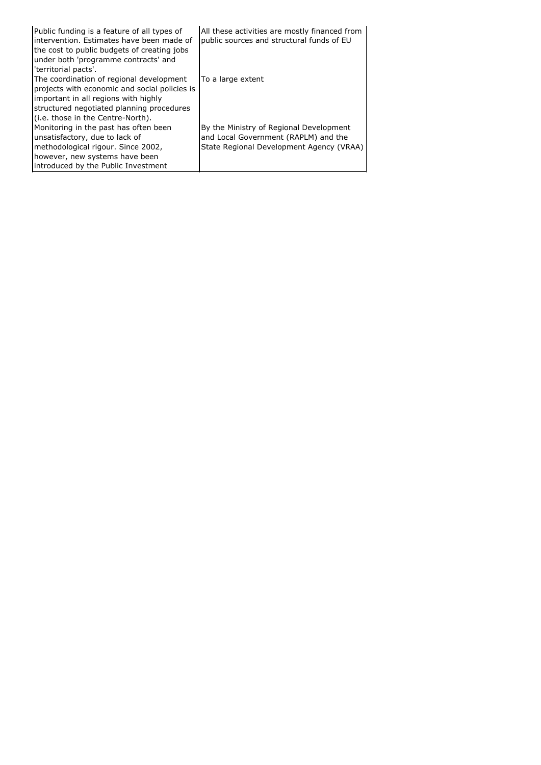| | |
|---|---|
| Public funding is a feature of all types of intervention. Estimates have been made of the cost to public budgets of creating jobs under both 'programme contracts' and 'territorial pacts'. | All these activities are mostly financed from public sources and structural funds of EU |
| The coordination of regional development projects with economic and social policies is important in all regions with highly structured negotiated planning procedures (i.e. those in the Centre-North). | To a large extent |
| Monitoring in the past has often been unsatisfactory, due to lack of methodological rigour. Since 2002, however, new systems have been introduced by the Public Investment | By the Ministry of Regional Development and Local Government (RAPLM) and the State Regional Development Agency (VRAA) |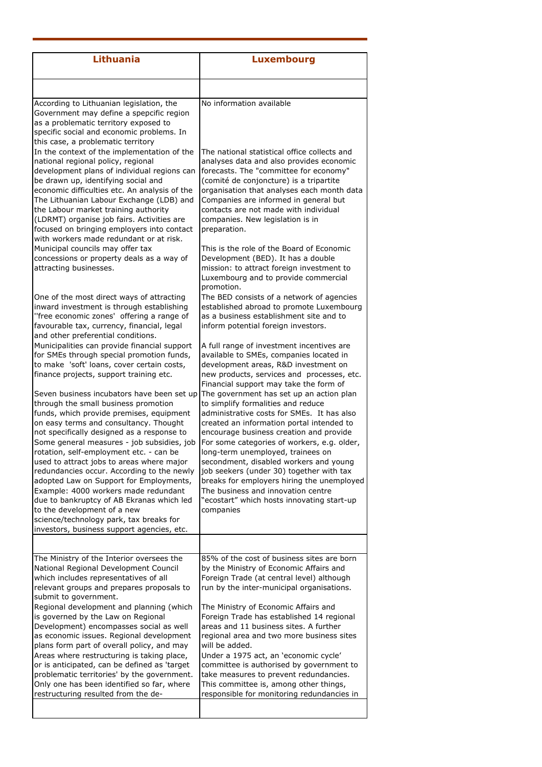| Lithuania | Luxembourg |
| --- | --- |
| | |
| According to Lithuanian legislation, the Government may define a specpific region as a problematic territory exposed to specific social and economic problems. In this case, a problematic territory | No information available |
| In the context of the implementation of the national regional policy, regional development plans of individual regions can be drawn up, identifying social and economic difficulties etc. An analysis of the | The national statistical office collects and analyses data and also provides economic forecasts. The "committee for economy" (comité de conjoncture) is a tripartite organisation that analyses each month data |
| The Lithuanian Labour Exchange (LDB) and the Labour market training authority (LDRMT) organise job fairs. Activities are focused on bringing employers into contact with workers made redundant or at risk. | Companies are informed in general but contacts are not made with individual companies. New legislation is in preparation. |
| Municipal councils may offer tax concessions or property deals as a way of attracting businesses. | This is the role of the Board of Economic Development (BED). It has a double mission: to attract foreign investment to Luxembourg and to provide commercial promotion. |
| One of the most direct ways of attracting inward investment is through establishing ''free economic zones' offering a range of favourable tax, currency, financial, legal and other preferential conditions. | The BED consists of a network of agencies established abroad to promote Luxembourg as a business establishment site and to inform potential foreign investors. |
| Municipalities can provide financial support for SMEs through special promotion funds, to make 'soft' loans, cover certain costs, finance projects, support training etc. | A full range of investment incentives are available to SMEs, companies located in development areas, R&D investment on new products, services and processes, etc. Financial support may take the form of |
| Seven business incubators have been set up through the small business promotion funds, which provide premises, equipment on easy terms and consultancy. Thought not specifically designed as a response to | The government has set up an action plan to simplify formalities and reduce administrative costs for SMEs. It has also created an information portal intended to encourage business creation and provide |
| Some general measures - job subsidies, job rotation, self-employment etc. - can be used to attract jobs to areas where major redundancies occur. According to the newly adopted Law on Support for Employments, | For some categories of workers, e.g. older, long-term unemployed, trainees on secondment, disabled workers and young job seekers (under 30) together with tax breaks for employers hiring the unemployed |
| Example: 4000 workers made redundant due to bankruptcy of AB Ekranas which led to the development of a new science/technology park, tax breaks for investors, business support agencies, etc. | The business and innovation centre "ecostart" which hosts innovating start-up companies |
| | |
| The Ministry of the Interior oversees the National Regional Development Council which includes representatives of all relevant groups and prepares proposals to submit to government. | 85% of the cost of business sites are born by the Ministry of Economic Affairs and Foreign Trade (at central level) although run by the inter-municipal organisations. |
| Regional development and planning (which is governed by the Law on Regional Development) encompasses social as well as economic issues. Regional development plans form part of overall policy, and may | The Ministry of Economic Affairs and Foreign Trade has established 14 regional areas and 11 business sites. A further regional area and two more business sites will be added. |
| Areas where restructuring is taking place, or is anticipated, can be defined as 'target problematic territories' by the government. Only one has been identified so far, where restructuring resulted from the de- | Under a 1975 act, an 'economic cycle' committee is authorised by government to take measures to prevent redundancies. This committee is, among other things, responsible for monitoring redundancies in |
| | |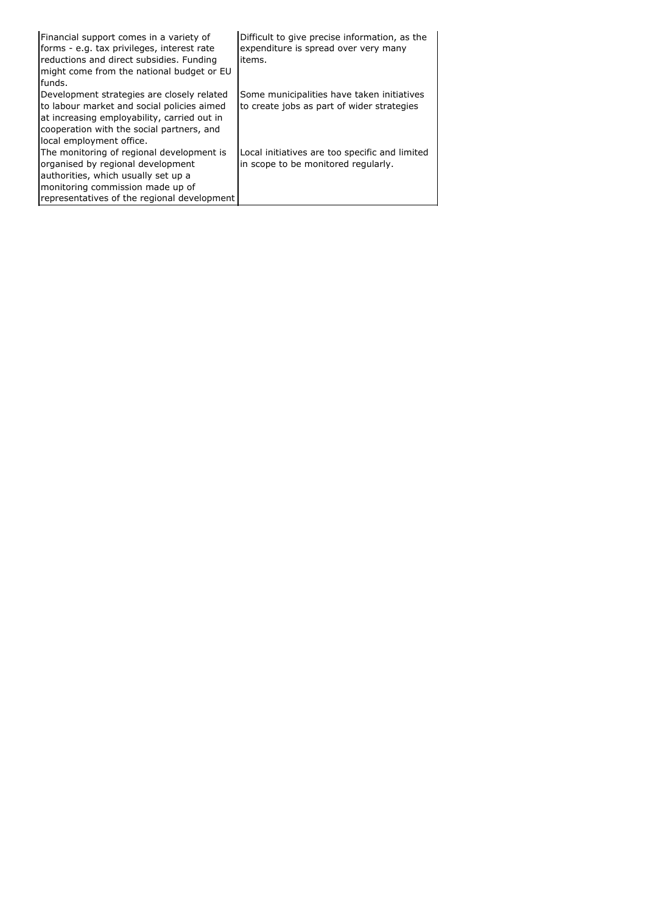| | |
|---|---|
| Financial support comes in a variety of forms - e.g. tax privileges, interest rate reductions and direct subsidies. Funding might come from the national budget or EU funds. | Difficult to give precise information, as the expenditure is spread over very many items. |
| Development strategies are closely related to labour market and social policies aimed at increasing employability, carried out in cooperation with the social partners, and local employment office. | Some municipalities have taken initiatives to create jobs as part of wider strategies |
| The monitoring of regional development is organised by regional development authorities, which usually set up a monitoring commission made up of representatives of the regional development | Local initiatives are too specific and limited in scope to be monitored regularly. |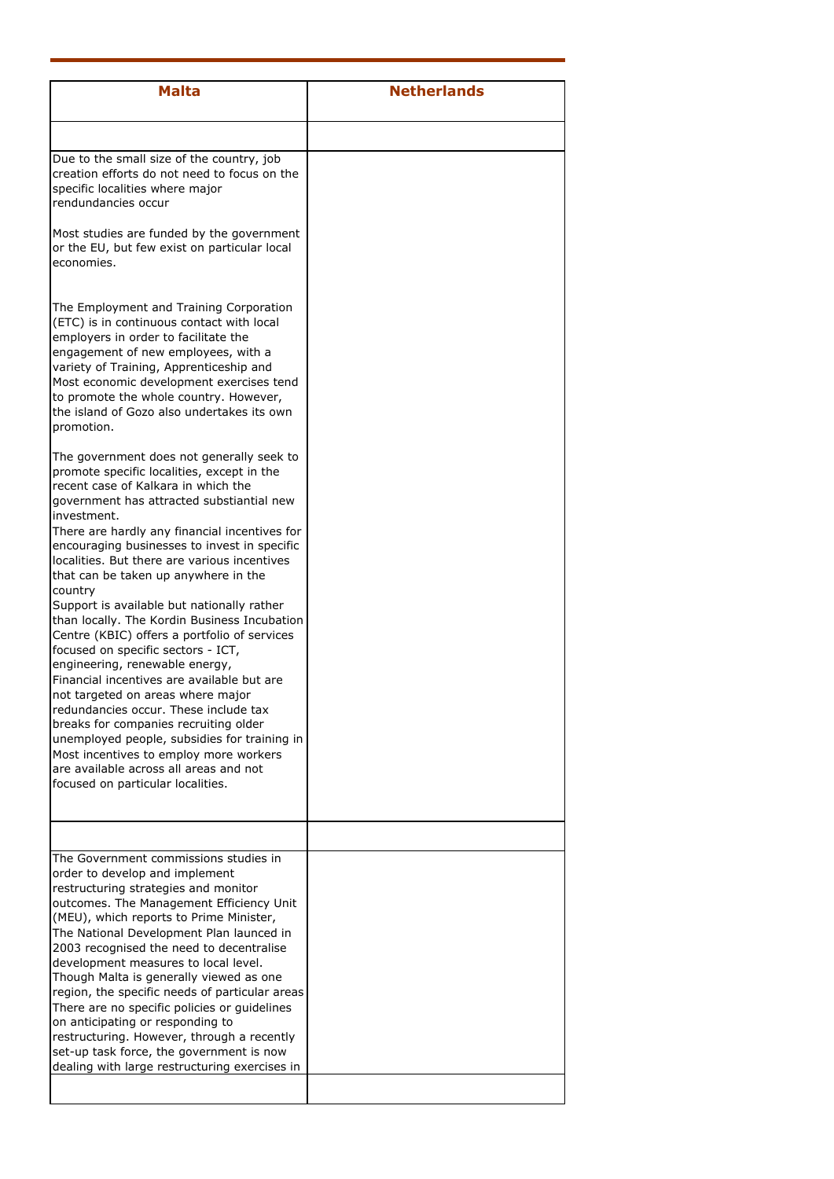| Malta | Netherlands |
| --- | --- |
| | |
| Due to the small size of the country, job creation efforts do not need to focus on the specific localities where major rendundancies occur<br><br>Most studies are funded by the government or the EU, but few exist on particular local economies.<br><br>The Employment and Training Corporation (ETC) is in continuous contact with local employers in order to facilitate the engagement of new employees, with a variety of Training, Apprenticeship and Most economic development exercises tend to promote the whole country. However, the island of Gozo also undertakes its own promotion.<br><br>The government does not generally seek to promote specific localities, except in the recent case of Kalkara in which the government has attracted substantial new investment.<br>There are hardly any financial incentives for encouraging businesses to invest in specific localities. But there are various incentives that can be taken up anywhere in the country<br>Support is available but nationally rather than locally. The Kordin Business Incubation Centre (KBIC) offers a portfolio of services focused on specific sectors - ICT, engineering, renewable energy,<br>Financial incentives are available but are not targeted on areas where major redundancies occur. These include tax breaks for companies recruiting older unemployed people, subsidies for training in<br>Most incentives to employ more workers are available across all areas and not focused on particular localities. | |
| | |
| The Government commissions studies in order to develop and implement restructuring strategies and monitor outcomes. The Management Efficiency Unit (MEU), which reports to Prime Minister,<br>The National Development Plan launced in 2003 recognised the need to decentralise development measures to local level.<br>Though Malta is generally viewed as one region, the specific needs of particular areas<br>There are no specific policies or guidelines on anticipating or responding to restructuring. However, through a recently set-up task force, the government is now dealing with large restructuring exercises in | |
| | |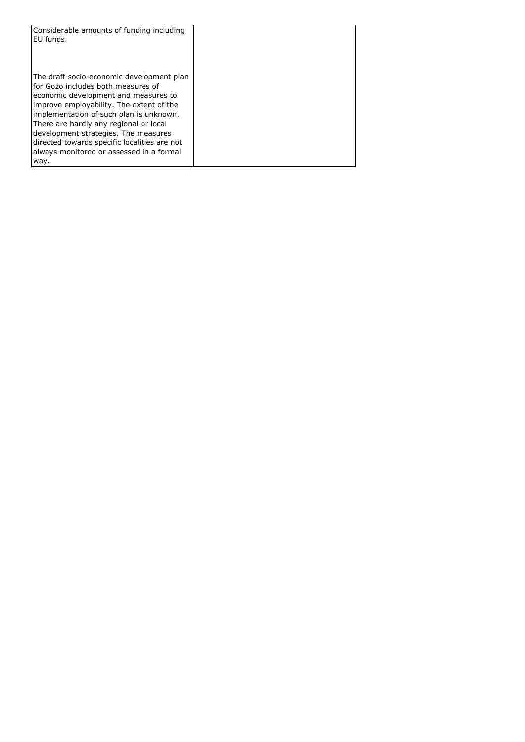| | |
|---|---|
| Considerable amounts of funding including EU funds.<br><br>The draft socio-economic development plan for Gozo includes both measures of economic development and measures to improve employability. The extent of the implementation of such plan is unknown. There are hardly any regional or local development strategies. The measures directed towards specific localities are not always monitored or assessed in a formal way. | |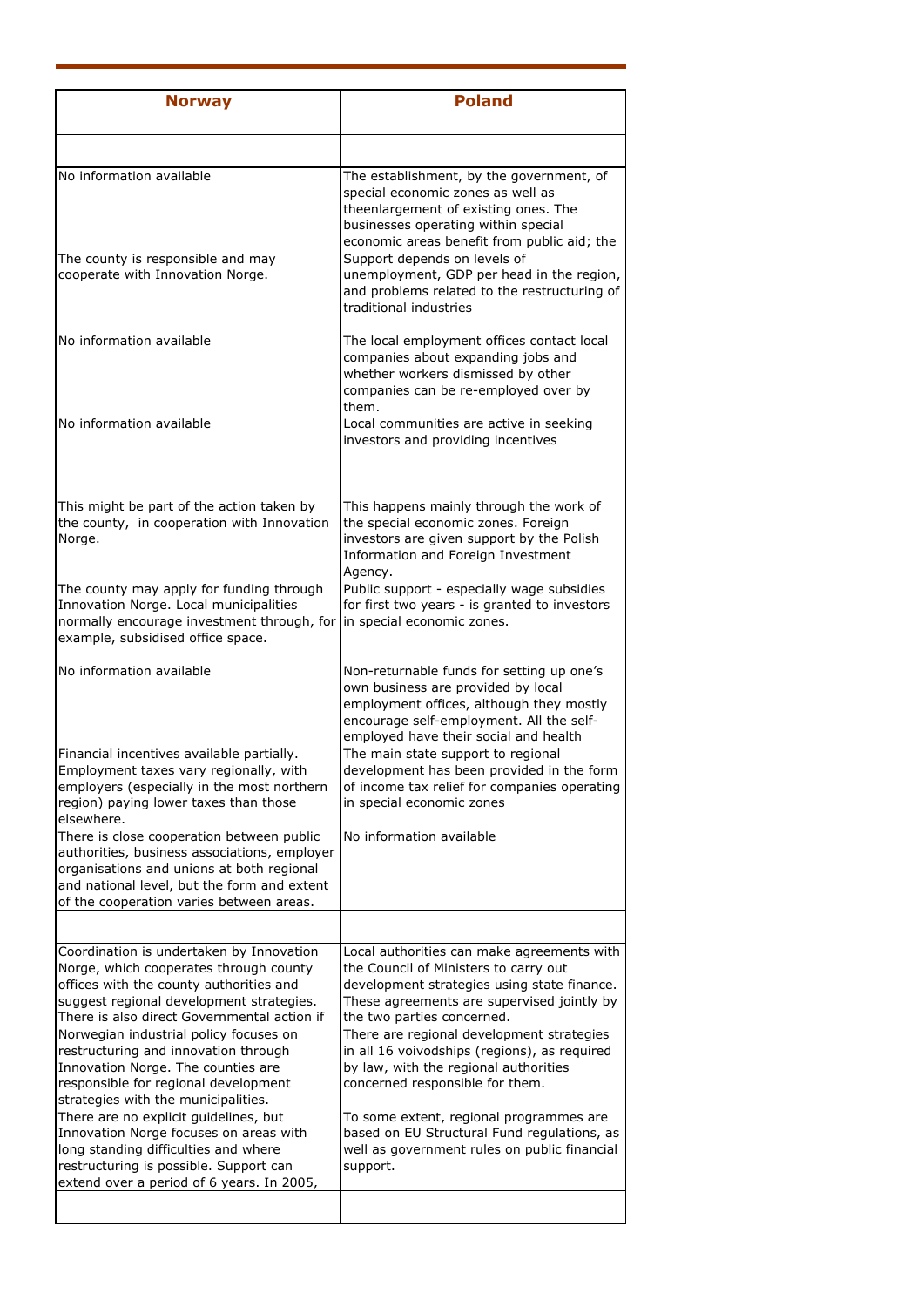| Norway | Poland |
|---|---|
| | |
| No information available | The establishment, by the government, of special economic zones as well as theenlargement of existing ones. The businesses operating within special economic areas benefit from public aid; the |
| The county is responsible and may cooperate with Innovation Norge. | Support depends on levels of unemployment, GDP per head in the region, and problems related to the restructuring of traditional industries |
| No information available | The local employment offices contact local companies about expanding jobs and whether workers dismissed by other companies can be re-employed over by them. |
| No information available | Local communities are active in seeking investors and providing incentives |
| This might be part of the action taken by the county, in cooperation with Innovation Norge. | This happens mainly through the work of the special economic zones. Foreign investors are given support by the Polish Information and Foreign Investment Agency. |
| The county may apply for funding through Innovation Norge. Local municipalities normally encourage investment through, for example, subsidised office space. | Public support - especially wage subsidies for first two years - is granted to investors in special economic zones. |
| No information available | Non-returnable funds for setting up one's own business are provided by local employment offices, although they mostly encourage self-employment. All the self-employed have their social and health |
| Financial incentives available partially. Employment taxes vary regionally, with employers (especially in the most northern region) paying lower taxes than those elsewhere. | The main state support to regional development has been provided in the form of income tax relief for companies operating in special economic zones |
| There is close cooperation between public authorities, business associations, employer organisations and unions at both regional and national level, but the form and extent of the cooperation varies between areas. | No information available |
| | |
| Coordination is undertaken by Innovation Norge, which cooperates through county offices with the county authorities and suggest regional development strategies. There is also direct Governmental action if Norwegian industrial policy focuses on restructuring and innovation through Innovation Norge. The counties are responsible for regional development strategies with the municipalities. | Local authorities can make agreements with the Council of Ministers to carry out development strategies using state finance. These agreements are supervised jointly by the two parties concerned. There are regional development strategies in all 16 voivodships (regions), as required by law, with the regional authorities concerned responsible for them. |
| There are no explicit guidelines, but Innovation Norge focuses on areas with long standing difficulties and where restructuring is possible. Support can extend over a period of 6 years. In 2005, | To some extent, regional programmes are based on EU Structural Fund regulations, as well as government rules on public financial support. |
| | |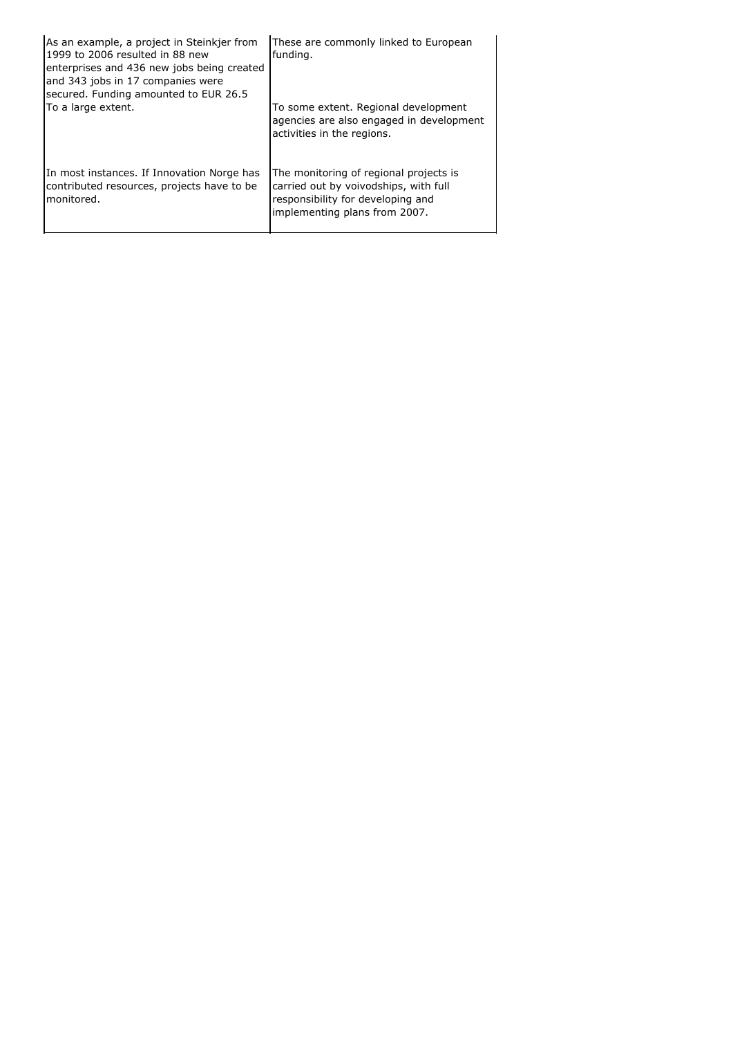| | |
|---|---|
| As an example, a project in Steinkjer from 1999 to 2006 resulted in 88 new enterprises and 436 new jobs being created and 343 jobs in 17 companies were secured. Funding amounted to EUR 26.5 | These are commonly linked to European funding. |
| To a large extent. | To some extent. Regional development agencies are also engaged in development activities in the regions. |
| In most instances. If Innovation Norge has contributed resources, projects have to be monitored. | The monitoring of regional projects is carried out by voivodships, with full responsibility for developing and implementing plans from 2007. |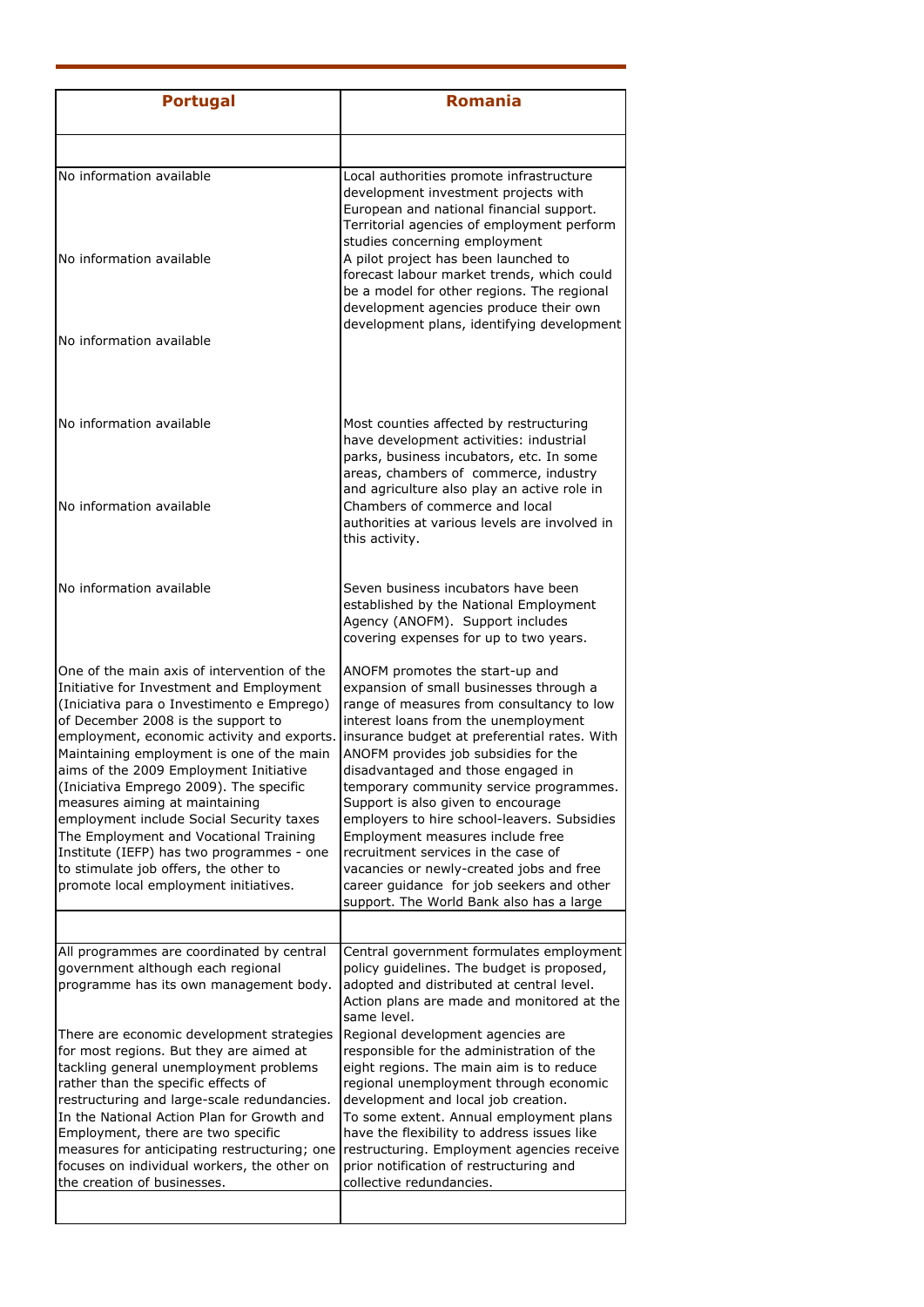| Portugal | Romania |
|---|---|
| | |
| No information available | Local authorities promote infrastructure development investment projects with European and national financial support. Territorial agencies of employment perform studies concerning employment |
| No information available | A pilot project has been launched to forecast labour market trends, which could be a model for other regions. The regional development agencies produce their own development plans, identifying development |
| No information available | |
| No information available | Most counties affected by restructuring have development activities: industrial parks, business incubators, etc. In some areas, chambers of commerce, industry and agriculture also play an active role in |
| No information available | Chambers of commerce and local authorities at various levels are involved in this activity. |
| No information available | Seven business incubators have been established by the National Employment Agency (ANOFM). Support includes covering expenses for up to two years. |
| One of the main axis of intervention of the Initiative for Investment and Employment (Iniciativa para o Investimento e Emprego) of December 2008 is the support to employment, economic activity and exports. | ANOFM promotes the start-up and expansion of small businesses through a range of measures from consultancy to low interest loans from the unemployment insurance budget at preferential rates. With |
| Maintaining employment is one of the main aims of the 2009 Employment Initiative (Iniciativa Emprego 2009). The specific measures aiming at maintaining employment include Social Security taxes | ANOFM provides job subsidies for the disadvantaged and those engaged in temporary community service programmes. Support is also given to encourage employers to hire school-leavers. Subsidies |
| The Employment and Vocational Training Institute (IEFP) has two programmes - one to stimulate job offers, the other to promote local employment initiatives. | Employment measures include free recruitment services in the case of vacancies or newly-created jobs and free career guidance for job seekers and other support. The World Bank also has a large |
| | |
| All programmes are coordinated by central government although each regional programme has its own management body. | Central government formulates employment policy guidelines. The budget is proposed, adopted and distributed at central level. Action plans are made and monitored at the same level. |
| There are economic development strategies for most regions. But they are aimed at tackling general unemployment problems rather than the specific effects of restructuring and large-scale redundancies. | Regional development agencies are responsible for the administration of the eight regions. The main aim is to reduce regional unemployment through economic development and local job creation. |
| In the National Action Plan for Growth and Employment, there are two specific measures for anticipating restructuring; one focuses on individual workers, the other on the creation of businesses. | To some extent. Annual employment plans have the flexibility to address issues like restructuring. Employment agencies receive prior notification of restructuring and collective redundancies. |
| | |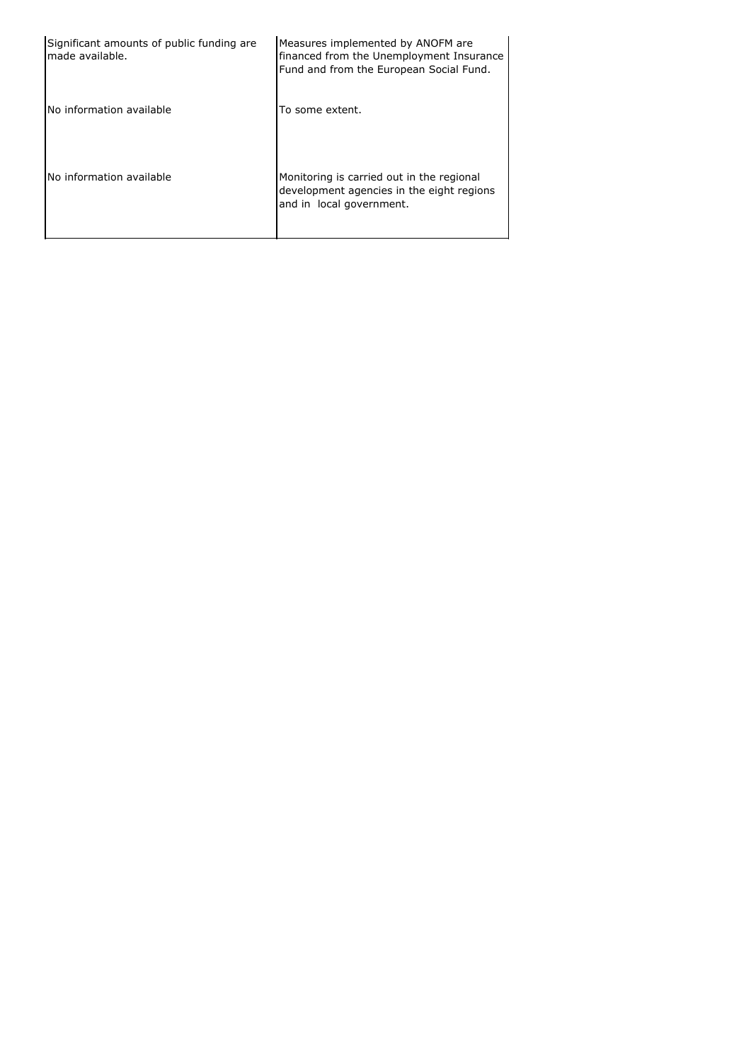| | |
|---|---|
| Significant amounts of public funding are made available. | Measures implemented by ANOFM are financed from the Unemployment Insurance Fund and from the European Social Fund. |
| No information available | To some extent. |
| No information available | Monitoring is carried out in the regional development agencies in the eight regions and in local government. |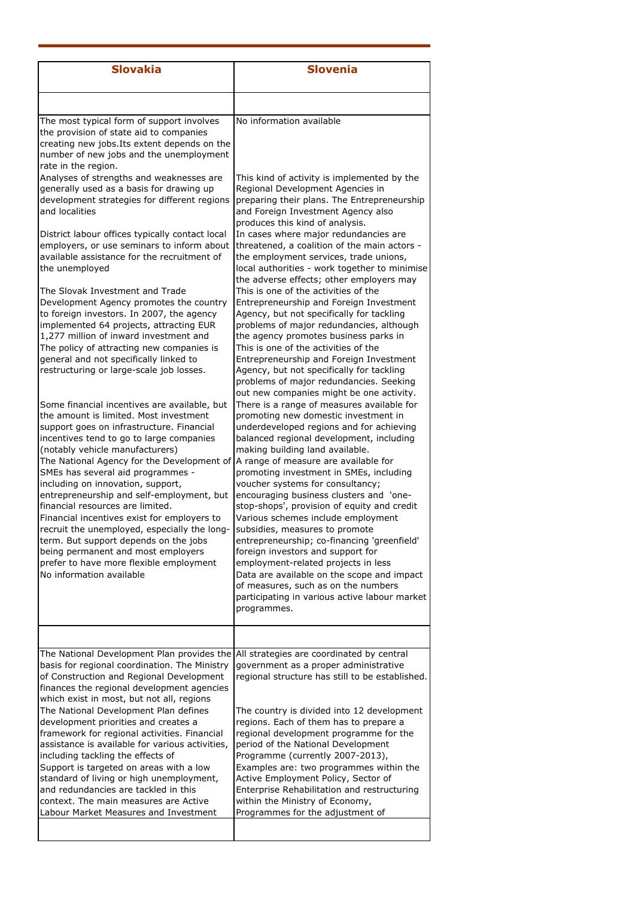| Slovakia | Slovenia |
| --- | --- |
| | |
| The most typical form of support involves the provision of state aid to companies creating new jobs.Its extent depends on the number of new jobs and the unemployment rate in the region. | No information available |
| Analyses of strengths and weaknesses are generally used as a basis for drawing up development strategies for different regions and localities | This kind of activity is implemented by the Regional Development Agencies in preparing their plans. The Entrepreneurship and Foreign Investment Agency also produces this kind of analysis. |
| District labour offices typically contact local employers, or use seminars to inform about available assistance for the recruitment of the unemployed | In cases where major redundancies are threatened, a coalition of the main actors - the employment services, trade unions, local authorities - work together to minimise the adverse effects; other employers may |
| The Slovak Investment and Trade Development Agency promotes the country to foreign investors. In 2007, the agency implemented 64 projects, attracting EUR 1,277 million of inward investment and | This is one of the activities of the Entrepreneurship and Foreign Investment Agency, but not specifically for tackling problems of major redundancies, although the agency promotes business parks in |
| The policy of attracting new companies is general and not specifically linked to restructuring or large-scale job losses. | This is one of the activities of the Entrepreneurship and Foreign Investment Agency, but not specifically for tackling problems of major redundancies. Seeking out new companies might be one activity. |
| Some financial incentives are available, but the amount is limited. Most investment support goes on infrastructure. Financial incentives tend to go to large companies (notably vehicle manufacturers) | There is a range of measures available for promoting new domestic investment in underdeveloped regions and for achieving balanced regional development, including making building land available. |
| The National Agency for the Development of SMEs has several aid programmes - including on innovation, support, entrepreneurship and self-employment, but financial resources are limited. | A range of measure are available for promoting investment in SMEs, including voucher systems for consultancy; encouraging business clusters and 'one-stop-shops', provision of equity and credit |
| Financial incentives exist for employers to recruit the unemployed, especially the long-term. But support depends on the jobs being permanent and most employers prefer to have more flexible employment | Various schemes include employment subsidies, measures to promote entrepreneurship; co-financing 'greenfield' foreign investors and support for employment-related projects in less |
| No information available | Data are available on the scope and impact of measures, such as on the numbers participating in various active labour market programmes. |
| | |
| The National Development Plan provides the basis for regional coordination. The Ministry of Construction and Regional Development finances the regional development agencies which exist in most, but not all, regions | All strategies are coordinated by central government as a proper administrative regional structure has still to be established. |
| The National Development Plan defines development priorities and creates a framework for regional activities. Financial assistance is available for various activities, including tackling the effects of | The country is divided into 12 development regions. Each of them has to prepare a regional development programme for the period of the National Development Programme (currently 2007-2013), |
| Support is targeted on areas with a low standard of living or high unemployment, and redundancies are tackled in this context. The main measures are Active Labour Market Measures and Investment | Examples are: two programmes within the Active Employment Policy, Sector of Enterprise Rehabilitation and restructuring within the Ministry of Economy, Programmes for the adjustment of |
| | |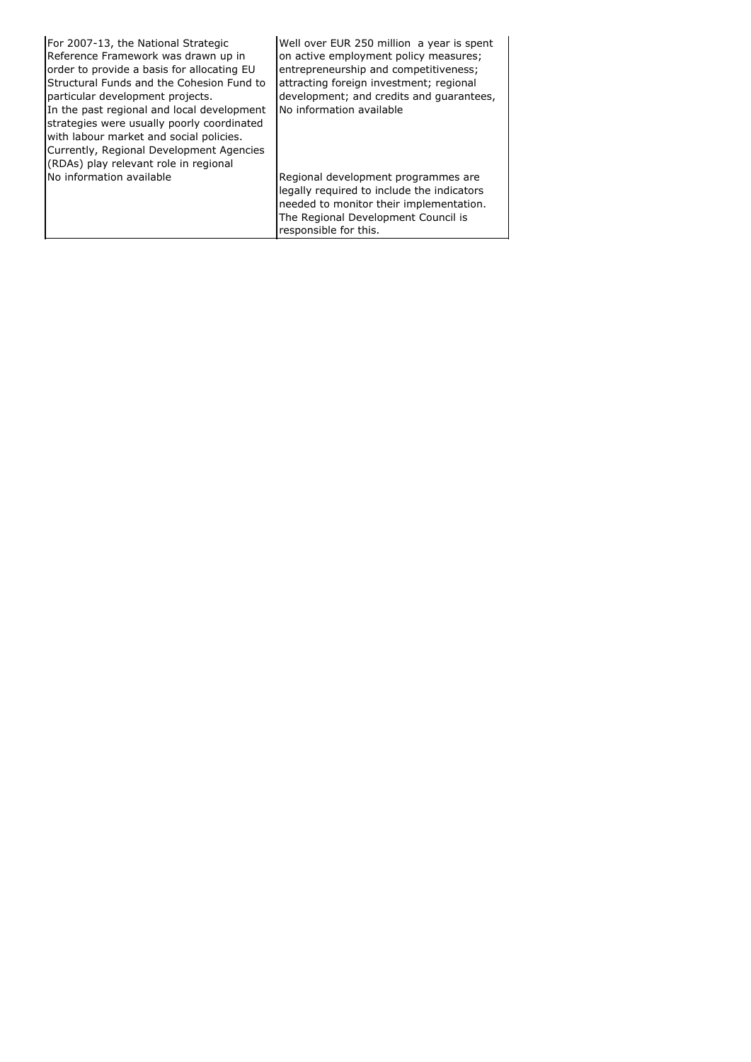| | |
|---|---|
| For 2007-13, the National Strategic Reference Framework was drawn up in order to provide a basis for allocating EU Structural Funds and the Cohesion Fund to particular development projects. | Well over EUR 250 million a year is spent on active employment policy measures; entrepreneurship and competitiveness; attracting foreign investment; regional development; and credits and guarantees, |
| In the past regional and local development strategies were usually poorly coordinated with labour market and social policies. Currently, Regional Development Agencies (RDAs) play relevant role in regional | No information available |
| No information available | Regional development programmes are legally required to include the indicators needed to monitor their implementation. The Regional Development Council is responsible for this. |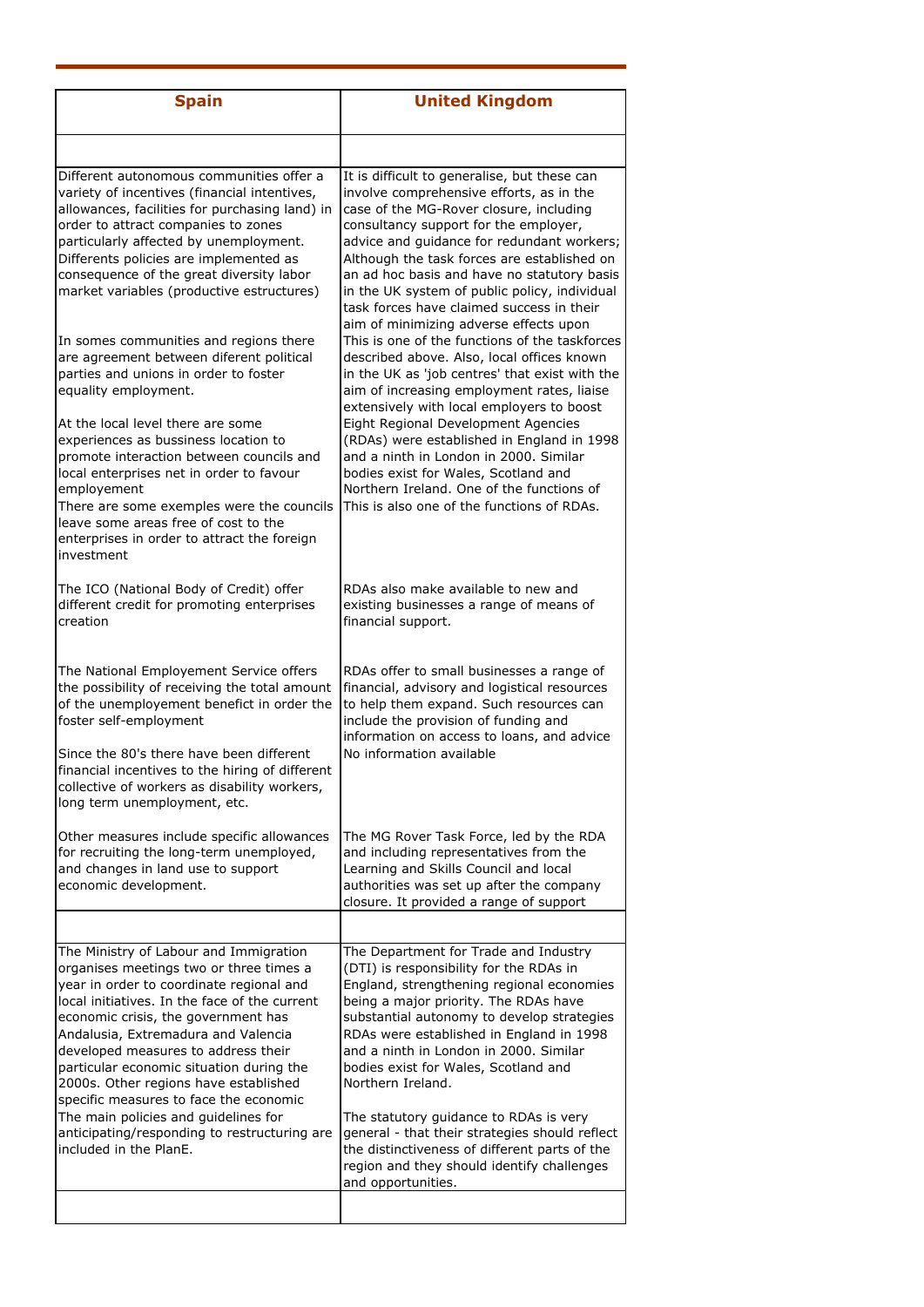| Spain | United Kingdom |
|---|---|
| | |
| Different autonomous communities offer a variety of incentives (financial intentives, allowances, facilities for purchasing land) in order to attract companies to zones particularly affected by unemployment. Differents policies are implemented as consequence of the great diversity labor market variables (productive estructures) | It is difficult to generalise, but these can involve comprehensive efforts, as in the case of the MG-Rover closure, including consultancy support for the employer, advice and guidance for redundant workers; Although the task forces are established on an ad hoc basis and have no statutory basis in the UK system of public policy, individual task forces have claimed success in their aim of minimizing adverse effects upon |
| In somes communities and regions there are agreement between diferent political parties and unions in order to foster equality employment. | This is one of the functions of the taskforces described above. Also, local offices known in the UK as 'job centres' that exist with the aim of increasing employment rates, liaise extensively with local employers to boost |
| At the local level there are some experiences as bussiness location to promote interaction between councils and local enterprises net in order to favour employement | Eight Regional Development Agencies (RDAs) were established in England in 1998 and a ninth in London in 2000. Similar bodies exist for Wales, Scotland and Northern Ireland. One of the functions of |
| There are some exemples were the councils leave some areas free of cost to the enterprises in order to attract the foreign investment | This is also one of the functions of RDAs. |
| The ICO (National Body of Credit) offer different credit for promoting enterprises creation | RDAs also make available to new and existing businesses a range of means of financial support. |
| The National Employement Service offers the possibility of receiving the total amount of the unemployement benefit in order the foster self-employment | RDAs offer to small businesses a range of financial, advisory and logistical resources to help them expand. Such resources can include the provision of funding and information on access to loans, and advice |
| Since the 80's there have been different financial incentives to the hiring of different collective of workers as disability workers, long term unemployment, etc. | No information available |
| Other measures include specific allowances for recruiting the long-term unemployed, and changes in land use to support economic development. | The MG Rover Task Force, led by the RDA and including representatives from the Learning and Skills Council and local authorities was set up after the company closure. It provided a range of support |
| | |
| The Ministry of Labour and Immigration organises meetings two or three times a year in order to coordinate regional and local initiatives. In the face of the current economic crisis, the government has | The Department for Trade and Industry (DTI) is responsibility for the RDAs in England, strengthening regional economies being a major priority. The RDAs have substantial autonomy to develop strategies |
| Andalusia, Extremadura and Valencia developed measures to address their particular economic situation during the 2000s. Other regions have established specific measures to face the economic | RDAs were established in England in 1998 and a ninth in London in 2000. Similar bodies exist for Wales, Scotland and Northern Ireland. |
| The main policies and guidelines for anticipating/responding to restructuring are included in the PlanE. | The statutory guidance to RDAs is very general - that their strategies should reflect the distinctiveness of different parts of the region and they should identify challenges and opportunities. |
| | |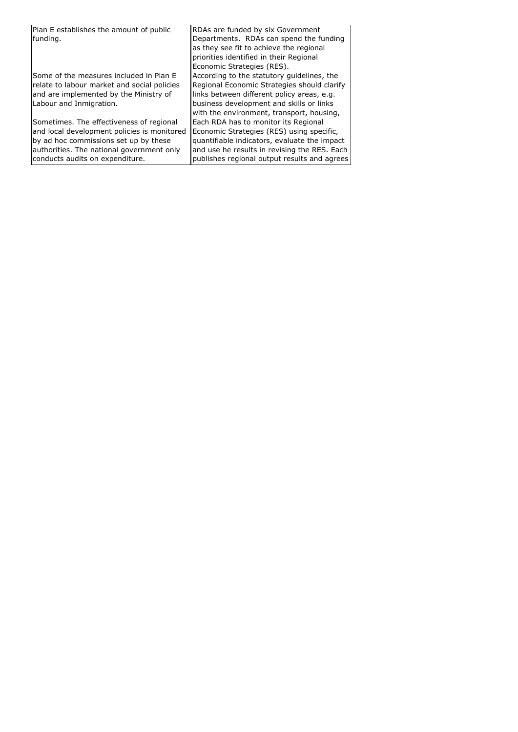| | |
|---|---|
| Plan E establishes the amount of public funding. | RDAs are funded by six Government Departments. RDAs can spend the funding as they see fit to achieve the regional priorities identified in their Regional Economic Strategies (RES). |
| Some of the measures included in Plan E relate to labour market and social policies and are implemented by the Ministry of Labour and Inmigration. | According to the statutory guidelines, the Regional Economic Strategies should clarify links between different policy areas, e.g. business development and skills or links with the environment, transport, housing, |
| Sometimes. The effectiveness of regional and local development policies is monitored by ad hoc commissions set up by these authorities. The national government only conducts audits on expenditure. | Each RDA has to monitor its Regional Economic Strategies (RES) using specific, quantifiable indicators, evaluate the impact and use he results in revising the RES. Each publishes regional output results and agrees |